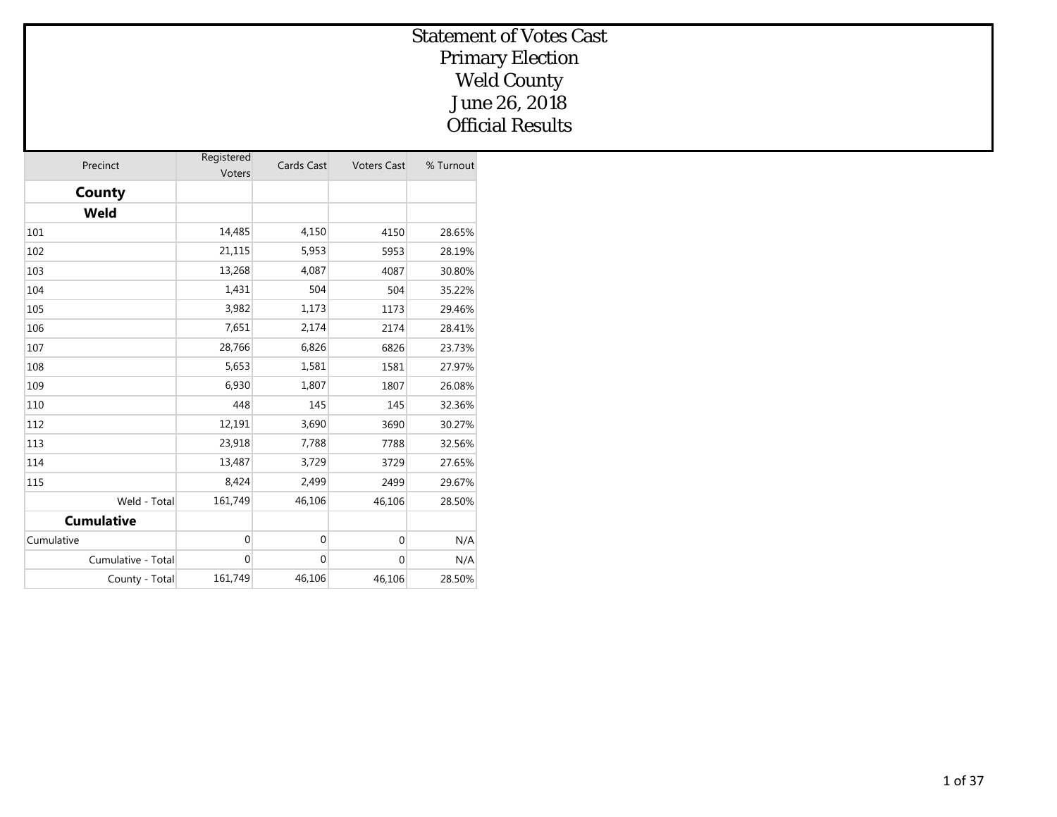# Statement of Votes Cast
# Primary Election
# Weld County
# June 26, 2018
# Official Results

| Precinct | Registered Voters | Cards Cast | Voters Cast | % Turnout |
|---|---|---|---|---|
| **County** | | | | |
| **Weld** | | | | |
| 101 | 14,485 | 4,150 | 4150 | 28.65% |
| 102 | 21,115 | 5,953 | 5953 | 28.19% |
| 103 | 13,268 | 4,087 | 4087 | 30.80% |
| 104 | 1,431 | 504 | 504 | 35.22% |
| 105 | 3,982 | 1,173 | 1173 | 29.46% |
| 106 | 7,651 | 2,174 | 2174 | 28.41% |
| 107 | 28,766 | 6,826 | 6826 | 23.73% |
| 108 | 5,653 | 1,581 | 1581 | 27.97% |
| 109 | 6,930 | 1,807 | 1807 | 26.08% |
| 110 | 448 | 145 | 145 | 32.36% |
| 112 | 12,191 | 3,690 | 3690 | 30.27% |
| 113 | 23,918 | 7,788 | 7788 | 32.56% |
| 114 | 13,487 | 3,729 | 3729 | 27.65% |
| 115 | 8,424 | 2,499 | 2499 | 29.67% |
| Weld - Total | 161,749 | 46,106 | 46,106 | 28.50% |
| **Cumulative** | | | | |
| Cumulative | 0 | 0 | 0 | N/A |
| Cumulative - Total | 0 | 0 | 0 | N/A |
| County - Total | 161,749 | 46,106 | 46,106 | 28.50% |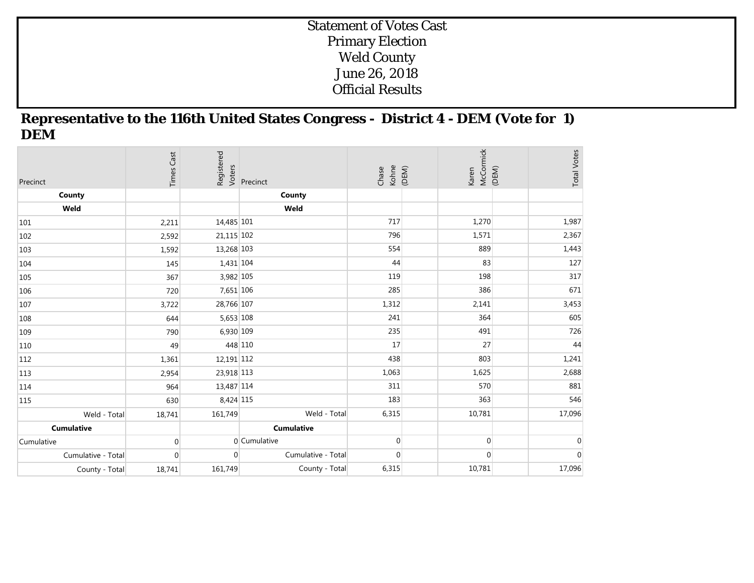Statement of Votes Cast
Primary Election
Weld County
June 26, 2018
Official Results

## Representative to the 116th United States Congress - District 4 - DEM (Vote for 1)
## DEM

| Precinct | Times Cast | Registered Voters | Precinct | Chase Kohne (DEM) | Karen McCormick (DEM) | Total Votes |
|---|---|---|---|---|---|---|
| **County** | | | **County** | | | |
| **Weld** | | | **Weld** | | | |
| 101 | 2,211 | 14,485 | 101 | 717 | 1,270 | 1,987 |
| 102 | 2,592 | 21,115 | 102 | 796 | 1,571 | 2,367 |
| 103 | 1,592 | 13,268 | 103 | 554 | 889 | 1,443 |
| 104 | 145 | 1,431 | 104 | 44 | 83 | 127 |
| 105 | 367 | 3,982 | 105 | 119 | 198 | 317 |
| 106 | 720 | 7,651 | 106 | 285 | 386 | 671 |
| 107 | 3,722 | 28,766 | 107 | 1,312 | 2,141 | 3,453 |
| 108 | 644 | 5,653 | 108 | 241 | 364 | 605 |
| 109 | 790 | 6,930 | 109 | 235 | 491 | 726 |
| 110 | 49 | 448 | 110 | 17 | 27 | 44 |
| 112 | 1,361 | 12,191 | 112 | 438 | 803 | 1,241 |
| 113 | 2,954 | 23,918 | 113 | 1,063 | 1,625 | 2,688 |
| 114 | 964 | 13,487 | 114 | 311 | 570 | 881 |
| 115 | 630 | 8,424 | 115 | 183 | 363 | 546 |
| Weld - Total | 18,741 | 161,749 | Weld - Total | 6,315 | 10,781 | 17,096 |
| **Cumulative** | | | **Cumulative** | | | |
| Cumulative | 0 | 0 | Cumulative | 0 | 0 | 0 |
| Cumulative - Total | 0 | 0 | Cumulative - Total | 0 | 0 | 0 |
| County - Total | 18,741 | 161,749 | County - Total | 6,315 | 10,781 | 17,096 |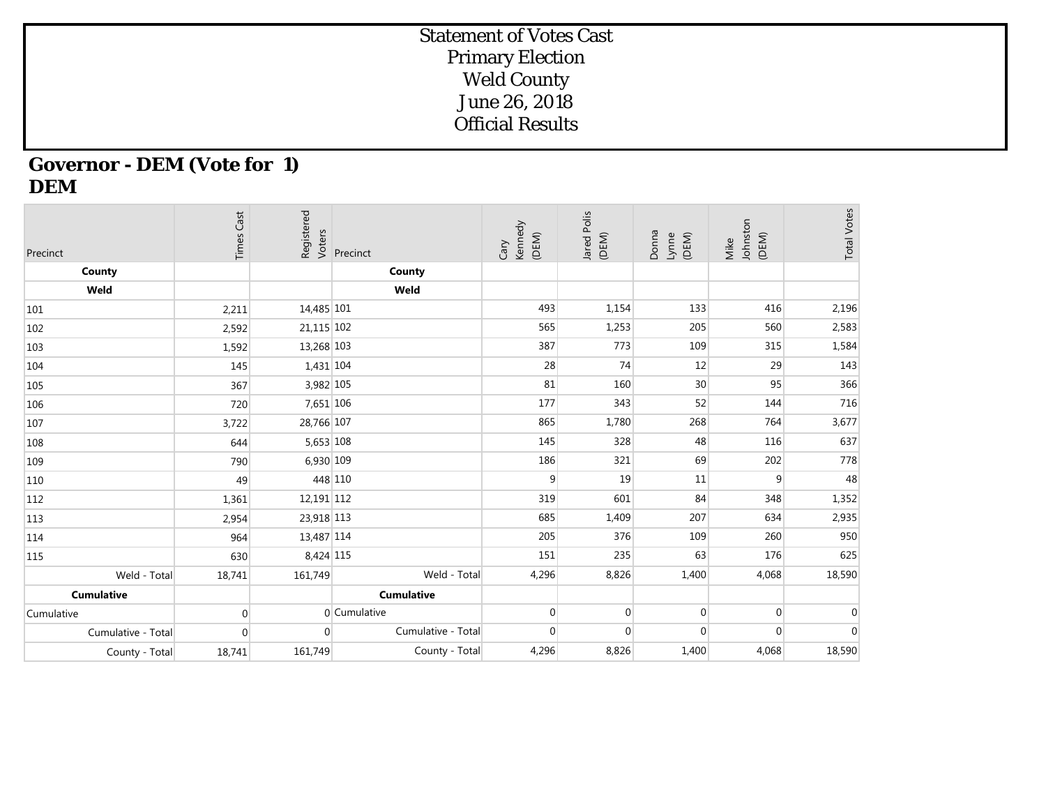# Statement of Votes Cast
# Primary Election
# Weld County
# June 26, 2018
# Official Results

## Governor - DEM (Vote for 1)
## DEM

| Precinct | Times Cast | Registered Voters | Precinct | Cary Kennedy (DEM) | Jared Polis (DEM) | Donna Lynne (DEM) | Mike Johnston (DEM) | Total Votes |
|---|---|---|---|---|---|---|---|---|
| **County** | | | **County** | | | | | |
| **Weld** | | | **Weld** | | | | | |
| 101 | 2,211 | 14,485 | 101 | 493 | 1,154 | 133 | 416 | 2,196 |
| 102 | 2,592 | 21,115 | 102 | 565 | 1,253 | 205 | 560 | 2,583 |
| 103 | 1,592 | 13,268 | 103 | 387 | 773 | 109 | 315 | 1,584 |
| 104 | 145 | 1,431 | 104 | 28 | 74 | 12 | 29 | 143 |
| 105 | 367 | 3,982 | 105 | 81 | 160 | 30 | 95 | 366 |
| 106 | 720 | 7,651 | 106 | 177 | 343 | 52 | 144 | 716 |
| 107 | 3,722 | 28,766 | 107 | 865 | 1,780 | 268 | 764 | 3,677 |
| 108 | 644 | 5,653 | 108 | 145 | 328 | 48 | 116 | 637 |
| 109 | 790 | 6,930 | 109 | 186 | 321 | 69 | 202 | 778 |
| 110 | 49 | 448 | 110 | 9 | 19 | 11 | 9 | 48 |
| 112 | 1,361 | 12,191 | 112 | 319 | 601 | 84 | 348 | 1,352 |
| 113 | 2,954 | 23,918 | 113 | 685 | 1,409 | 207 | 634 | 2,935 |
| 114 | 964 | 13,487 | 114 | 205 | 376 | 109 | 260 | 950 |
| 115 | 630 | 8,424 | 115 | 151 | 235 | 63 | 176 | 625 |
| Weld - Total | 18,741 | 161,749 | Weld - Total | 4,296 | 8,826 | 1,400 | 4,068 | 18,590 |
| **Cumulative** | | | **Cumulative** | | | | | |
| Cumulative | 0 | 0 | Cumulative | 0 | 0 | 0 | 0 | 0 |
| Cumulative - Total | 0 | 0 | Cumulative - Total | 0 | 0 | 0 | 0 | 0 |
| County - Total | 18,741 | 161,749 | County - Total | 4,296 | 8,826 | 1,400 | 4,068 | 18,590 |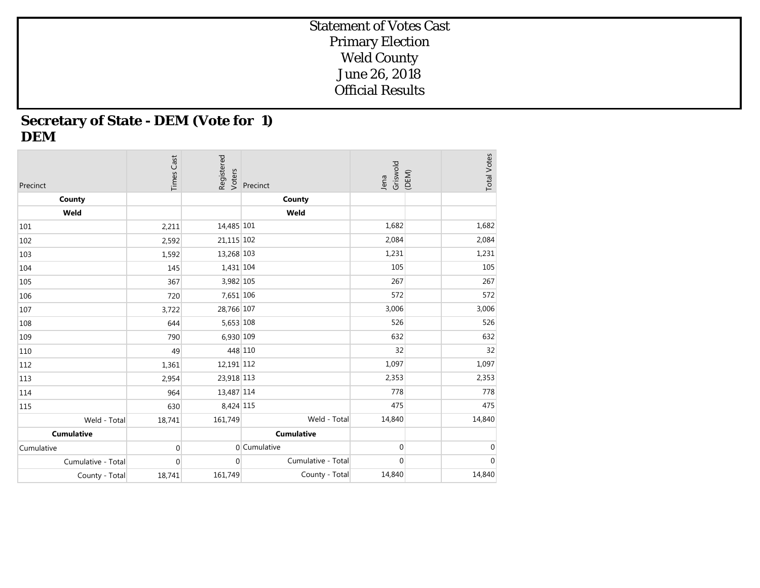# Statement of Votes Cast
# Primary Election
# Weld County
# June 26, 2018
# Official Results

## Secretary of State - DEM (Vote for 1)
## DEM

| Precinct | Times Cast | Registered Voters | Precinct | Jena Griswold (DEM) | | Total Votes |
|---|---|---|---|---|---|---|
| **County** | | | **County** | | | |
| **Weld** | | | **Weld** | | | |
| 101 | 2,211 | 14,485 | 101 | 1,682 | | 1,682 |
| 102 | 2,592 | 21,115 | 102 | 2,084 | | 2,084 |
| 103 | 1,592 | 13,268 | 103 | 1,231 | | 1,231 |
| 104 | 145 | 1,431 | 104 | 105 | | 105 |
| 105 | 367 | 3,982 | 105 | 267 | | 267 |
| 106 | 720 | 7,651 | 106 | 572 | | 572 |
| 107 | 3,722 | 28,766 | 107 | 3,006 | | 3,006 |
| 108 | 644 | 5,653 | 108 | 526 | | 526 |
| 109 | 790 | 6,930 | 109 | 632 | | 632 |
| 110 | 49 | 448 | 110 | 32 | | 32 |
| 112 | 1,361 | 12,191 | 112 | 1,097 | | 1,097 |
| 113 | 2,954 | 23,918 | 113 | 2,353 | | 2,353 |
| 114 | 964 | 13,487 | 114 | 778 | | 778 |
| 115 | 630 | 8,424 | 115 | 475 | | 475 |
| Weld - Total | 18,741 | 161,749 | Weld - Total | 14,840 | | 14,840 |
| **Cumulative** | | | **Cumulative** | | | |
| Cumulative | 0 | 0 | Cumulative | 0 | | 0 |
| Cumulative - Total | 0 | 0 | Cumulative - Total | 0 | | 0 |
| County - Total | 18,741 | 161,749 | County - Total | 14,840 | | 14,840 |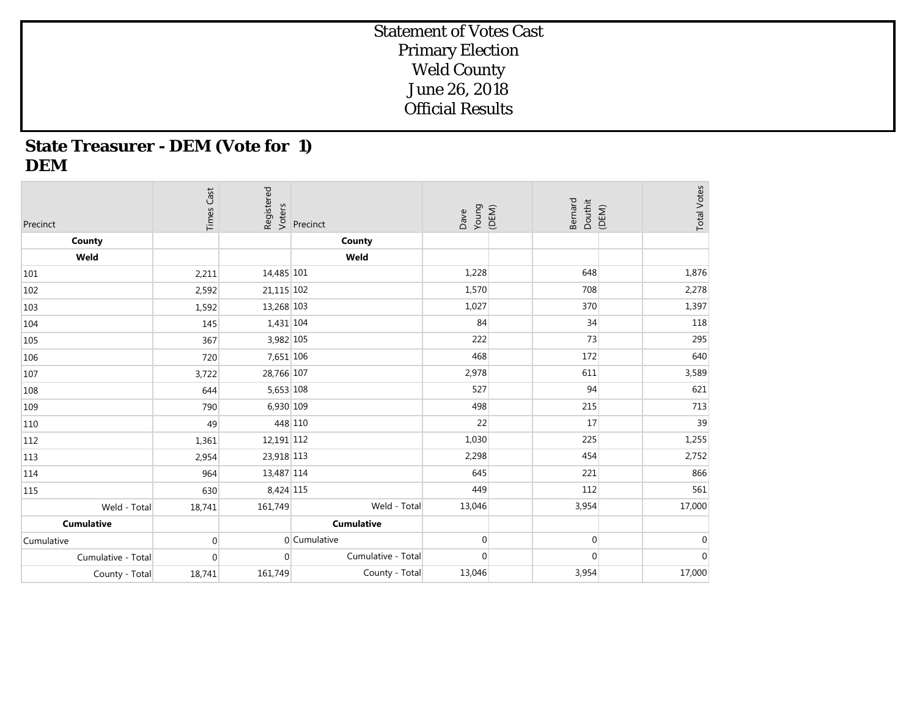# Statement of Votes Cast
# Primary Election
# Weld County
# June 26, 2018
# Official Results

## State Treasurer - DEM (Vote for 1)
## DEM

| Precinct | Times Cast | Registered Voters | Precinct | Dave Young (DEM) | Bernard Douthit (DEM) | Total Votes |
|---|---|---|---|---|---|---|
| **County** | | | **County** | | | |
| **Weld** | | | **Weld** | | | |
| 101 | 2,211 | 14,485 | 101 | 1,228 | 648 | 1,876 |
| 102 | 2,592 | 21,115 | 102 | 1,570 | 708 | 2,278 |
| 103 | 1,592 | 13,268 | 103 | 1,027 | 370 | 1,397 |
| 104 | 145 | 1,431 | 104 | 84 | 34 | 118 |
| 105 | 367 | 3,982 | 105 | 222 | 73 | 295 |
| 106 | 720 | 7,651 | 106 | 468 | 172 | 640 |
| 107 | 3,722 | 28,766 | 107 | 2,978 | 611 | 3,589 |
| 108 | 644 | 5,653 | 108 | 527 | 94 | 621 |
| 109 | 790 | 6,930 | 109 | 498 | 215 | 713 |
| 110 | 49 | 448 | 110 | 22 | 17 | 39 |
| 112 | 1,361 | 12,191 | 112 | 1,030 | 225 | 1,255 |
| 113 | 2,954 | 23,918 | 113 | 2,298 | 454 | 2,752 |
| 114 | 964 | 13,487 | 114 | 645 | 221 | 866 |
| 115 | 630 | 8,424 | 115 | 449 | 112 | 561 |
| Weld - Total | 18,741 | 161,749 | Weld - Total | 13,046 | 3,954 | 17,000 |
| **Cumulative** | | | **Cumulative** | | | |
| Cumulative | 0 | 0 | Cumulative | 0 | 0 | 0 |
| Cumulative - Total | 0 | 0 | Cumulative - Total | 0 | 0 | 0 |
| County - Total | 18,741 | 161,749 | County - Total | 13,046 | 3,954 | 17,000 |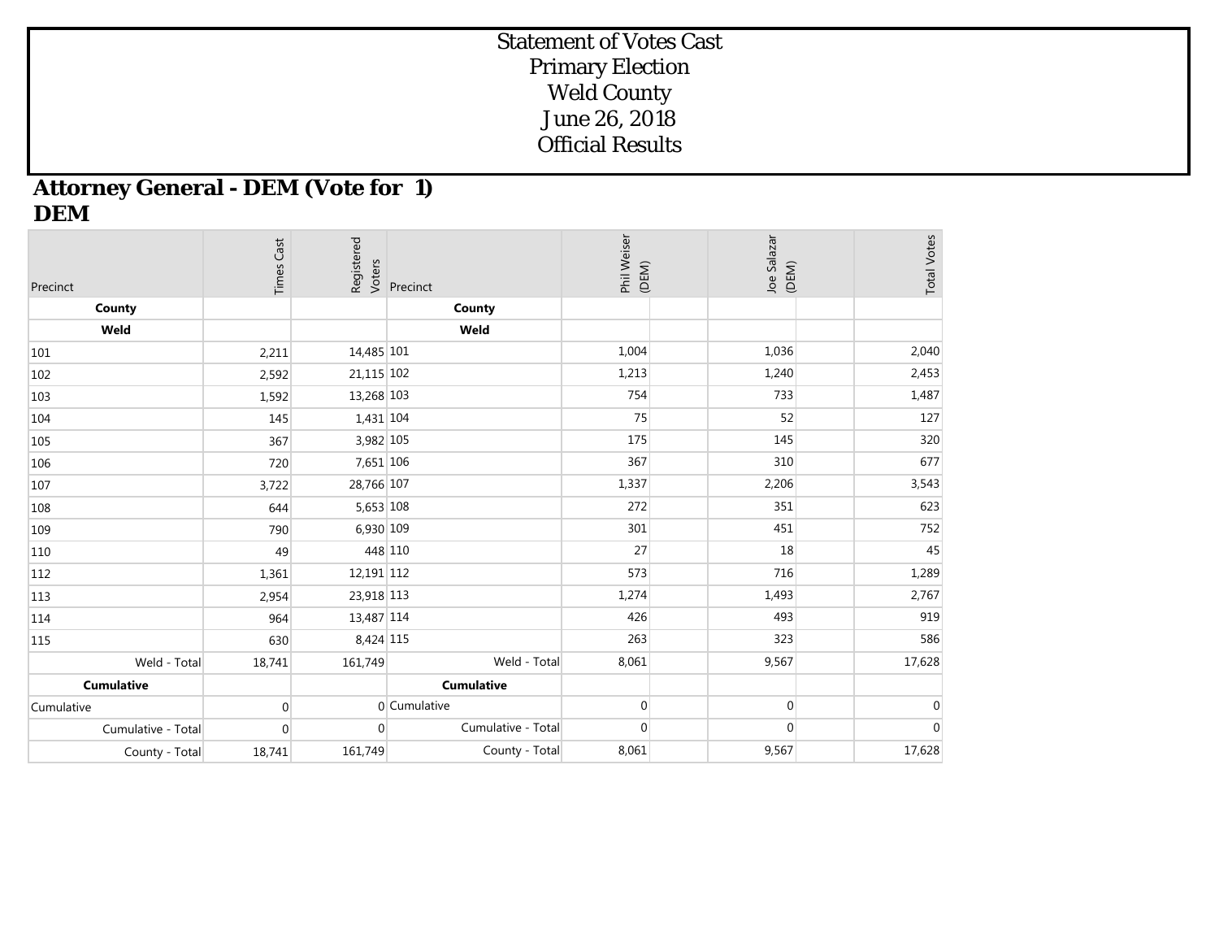# Statement of Votes Cast
# Primary Election
# Weld County
# June 26, 2018
# Official Results

## Attorney General - DEM (Vote for 1)
## DEM

| Precinct | Times Cast | Registered Voters | Precinct | Phil Weiser (DEM) | Joe Salazar (DEM) | Total Votes |
|---|---|---|---|---|---|---|
| **County** | | | **County** | | | |
| **Weld** | | | **Weld** | | | |
| 101 | 2,211 | 14,485 | 101 | 1,004 | 1,036 | 2,040 |
| 102 | 2,592 | 21,115 | 102 | 1,213 | 1,240 | 2,453 |
| 103 | 1,592 | 13,268 | 103 | 754 | 733 | 1,487 |
| 104 | 145 | 1,431 | 104 | 75 | 52 | 127 |
| 105 | 367 | 3,982 | 105 | 175 | 145 | 320 |
| 106 | 720 | 7,651 | 106 | 367 | 310 | 677 |
| 107 | 3,722 | 28,766 | 107 | 1,337 | 2,206 | 3,543 |
| 108 | 644 | 5,653 | 108 | 272 | 351 | 623 |
| 109 | 790 | 6,930 | 109 | 301 | 451 | 752 |
| 110 | 49 | 448 | 110 | 27 | 18 | 45 |
| 112 | 1,361 | 12,191 | 112 | 573 | 716 | 1,289 |
| 113 | 2,954 | 23,918 | 113 | 1,274 | 1,493 | 2,767 |
| 114 | 964 | 13,487 | 114 | 426 | 493 | 919 |
| 115 | 630 | 8,424 | 115 | 263 | 323 | 586 |
| Weld - Total | 18,741 | 161,749 | Weld - Total | 8,061 | 9,567 | 17,628 |
| **Cumulative** | | | **Cumulative** | | | |
| Cumulative | 0 | 0 | Cumulative | 0 | 0 | 0 |
| Cumulative - Total | 0 | 0 | Cumulative - Total | 0 | 0 | 0 |
| County - Total | 18,741 | 161,749 | County - Total | 8,061 | 9,567 | 17,628 |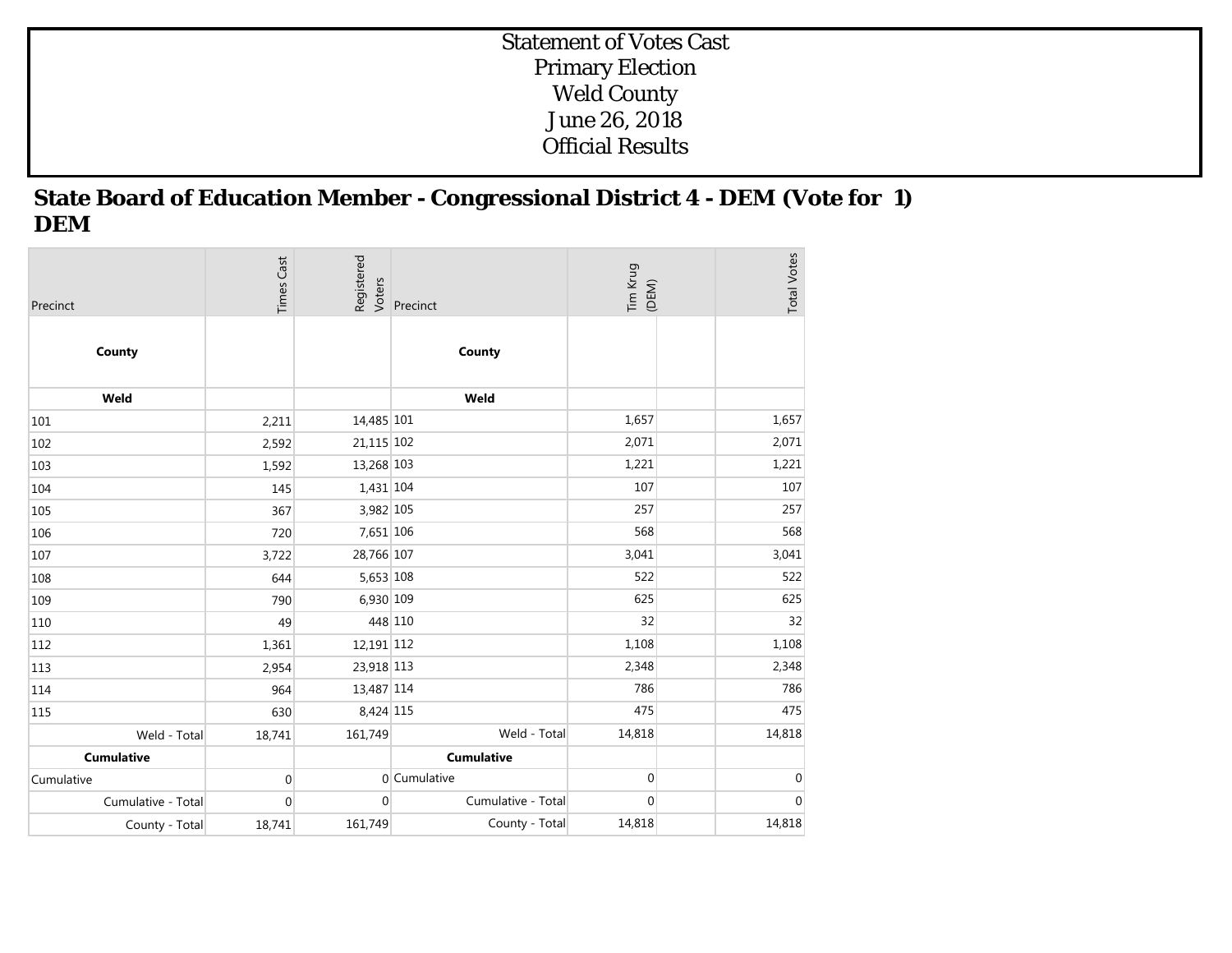# Statement of Votes Cast
# Primary Election
# Weld County
# June 26, 2018
# Official Results

## State Board of Education Member - Congressional District 4 - DEM (Vote for 1) DEM

| Precinct | Times Cast | Registered Voters | Precinct | Tim Krug (DEM) | | Total Votes |
|---|---|---|---|---|---|---|
| **County** | | | **County** | | | |
| **Weld** | | | **Weld** | | | |
| 101 | 2,211 | 14,485 | 101 | 1,657 | | 1,657 |
| 102 | 2,592 | 21,115 | 102 | 2,071 | | 2,071 |
| 103 | 1,592 | 13,268 | 103 | 1,221 | | 1,221 |
| 104 | 145 | 1,431 | 104 | 107 | | 107 |
| 105 | 367 | 3,982 | 105 | 257 | | 257 |
| 106 | 720 | 7,651 | 106 | 568 | | 568 |
| 107 | 3,722 | 28,766 | 107 | 3,041 | | 3,041 |
| 108 | 644 | 5,653 | 108 | 522 | | 522 |
| 109 | 790 | 6,930 | 109 | 625 | | 625 |
| 110 | 49 | 448 | 110 | 32 | | 32 |
| 112 | 1,361 | 12,191 | 112 | 1,108 | | 1,108 |
| 113 | 2,954 | 23,918 | 113 | 2,348 | | 2,348 |
| 114 | 964 | 13,487 | 114 | 786 | | 786 |
| 115 | 630 | 8,424 | 115 | 475 | | 475 |
| Weld - Total | 18,741 | 161,749 | Weld - Total | 14,818 | | 14,818 |
| **Cumulative** | | | **Cumulative** | | | |
| Cumulative | 0 | 0 | Cumulative | 0 | | 0 |
| Cumulative - Total | 0 | 0 | Cumulative - Total | 0 | | 0 |
| County - Total | 18,741 | 161,749 | County - Total | 14,818 | | 14,818 |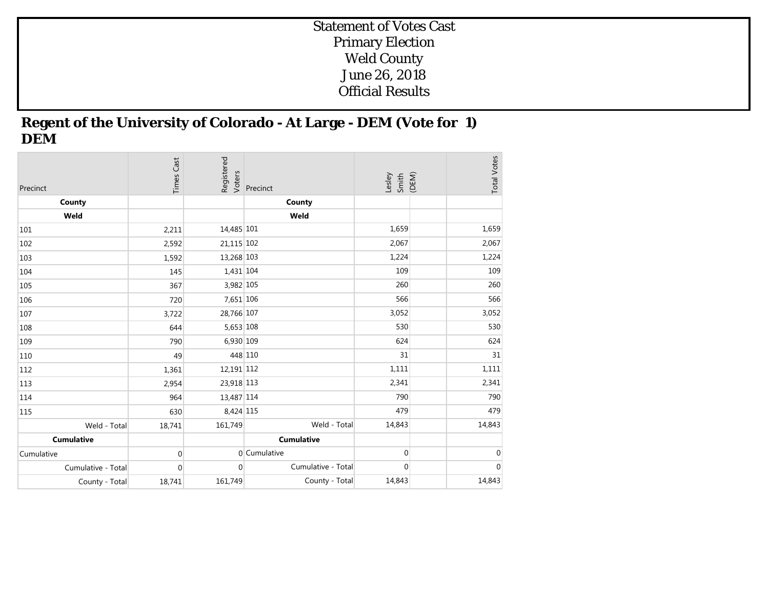Statement of Votes Cast
Primary Election
Weld County
June 26, 2018
Official Results

## Regent of the University of Colorado - At Large - DEM (Vote for 1)
## DEM

| Precinct | Times Cast | Registered Voters | Precinct | Lesley Smith (DEM) | Total Votes |
|---|---|---|---|---|---|
| **County** | | | **County** | | |
| **Weld** | | | **Weld** | | |
| 101 | 2,211 | 14,485 | 101 | 1,659 | 1,659 |
| 102 | 2,592 | 21,115 | 102 | 2,067 | 2,067 |
| 103 | 1,592 | 13,268 | 103 | 1,224 | 1,224 |
| 104 | 145 | 1,431 | 104 | 109 | 109 |
| 105 | 367 | 3,982 | 105 | 260 | 260 |
| 106 | 720 | 7,651 | 106 | 566 | 566 |
| 107 | 3,722 | 28,766 | 107 | 3,052 | 3,052 |
| 108 | 644 | 5,653 | 108 | 530 | 530 |
| 109 | 790 | 6,930 | 109 | 624 | 624 |
| 110 | 49 | 448 | 110 | 31 | 31 |
| 112 | 1,361 | 12,191 | 112 | 1,111 | 1,111 |
| 113 | 2,954 | 23,918 | 113 | 2,341 | 2,341 |
| 114 | 964 | 13,487 | 114 | 790 | 790 |
| 115 | 630 | 8,424 | 115 | 479 | 479 |
| Weld - Total | 18,741 | 161,749 | Weld - Total | 14,843 | 14,843 |
| **Cumulative** | | | **Cumulative** | | |
| Cumulative | 0 | 0 | Cumulative | 0 | 0 |
| Cumulative - Total | 0 | 0 | Cumulative - Total | 0 | 0 |
| County - Total | 18,741 | 161,749 | County - Total | 14,843 | 14,843 |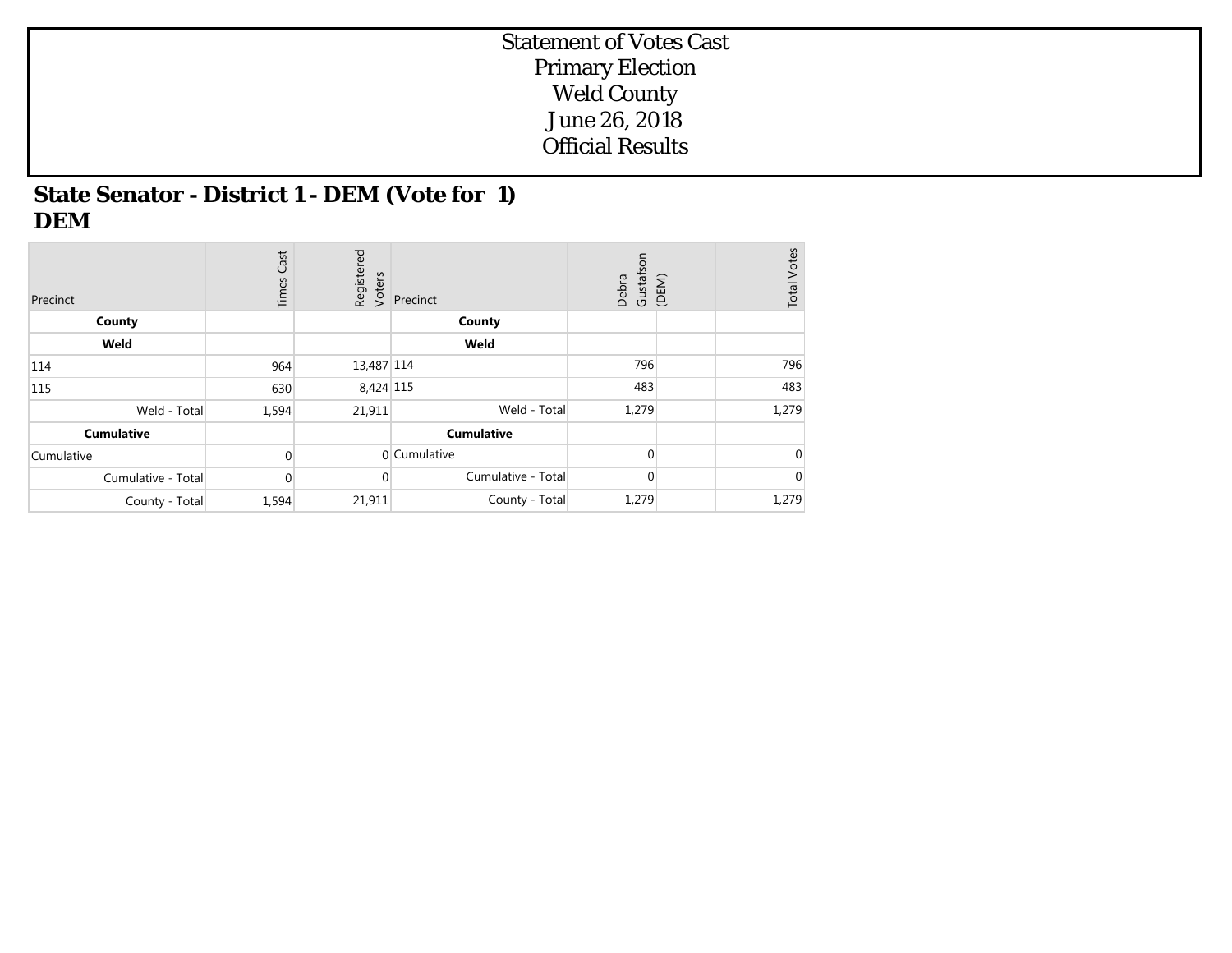# Statement of Votes Cast
# Primary Election
# Weld County
# June 26, 2018
# Official Results

## State Senator - District 1 - DEM (Vote for 1)
## DEM

| Precinct | Times Cast | Registered Voters | Precinct | Debra Gustafson (DEM) | | Total Votes |
|---|---|---|---|---|---|---|
| **County** | | | **County** | | | |
| **Weld** | | | **Weld** | | | |
| 114 | 964 | 13,487 | 114 | 796 | | 796 |
| 115 | 630 | 8,424 | 115 | 483 | | 483 |
| Weld - Total | 1,594 | 21,911 | Weld - Total | 1,279 | | 1,279 |
| **Cumulative** | | | **Cumulative** | | | |
| Cumulative | 0 | 0 | Cumulative | 0 | | 0 |
| Cumulative - Total | 0 | 0 | Cumulative - Total | 0 | | 0 |
| County - Total | 1,594 | 21,911 | County - Total | 1,279 | | 1,279 |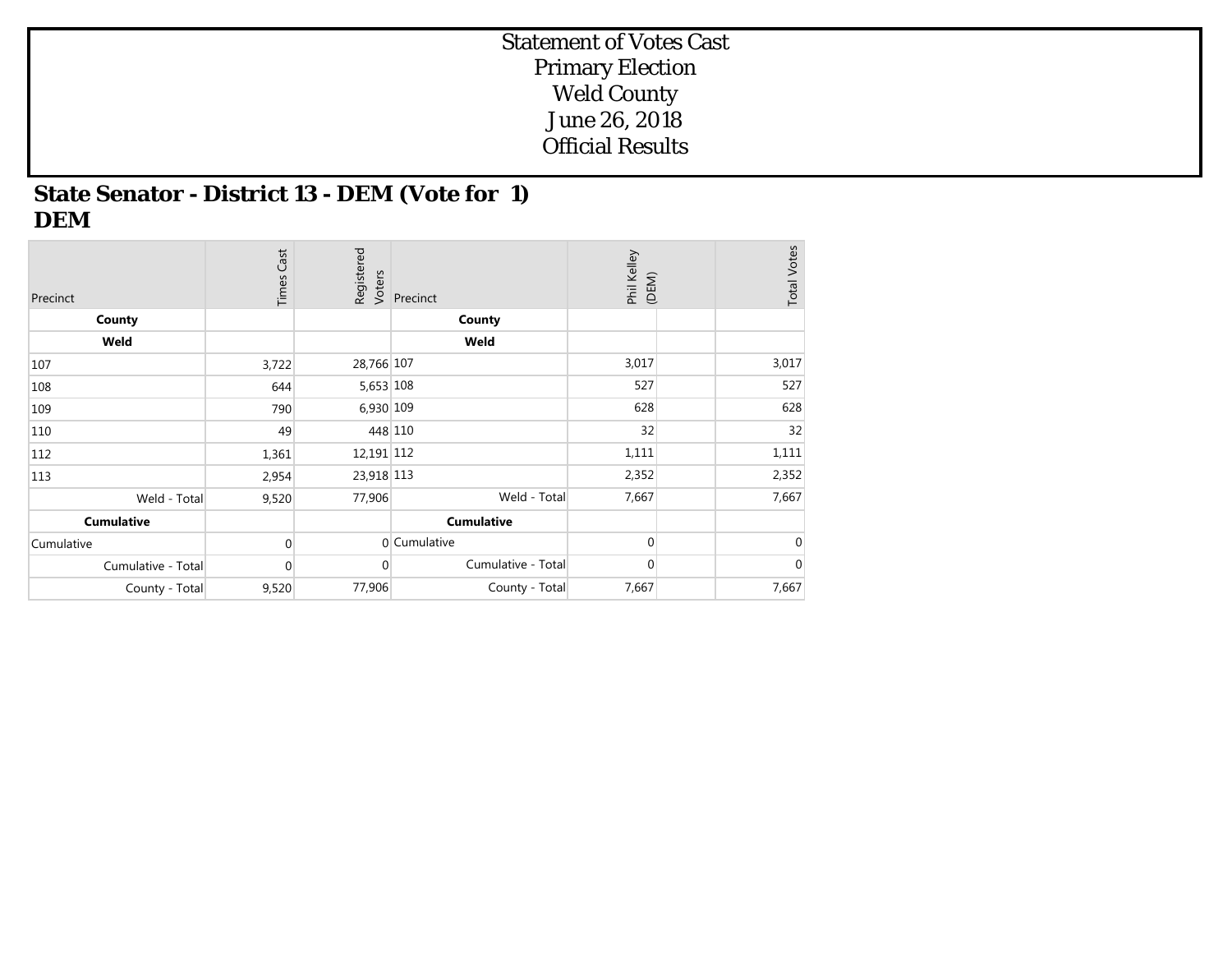# Statement of Votes Cast
# Primary Election
# Weld County
# June 26, 2018
# Official Results

## State Senator - District 13 - DEM (Vote for 1)
## DEM

| Precinct | Times Cast | Registered Voters | Precinct | Phil Kelley (DEM) | | Total Votes |
|---|---|---|---|---|---|---|
| **County** | | | **County** | | | |
| **Weld** | | | **Weld** | | | |
| 107 | 3,722 | 28,766 | 107 | 3,017 | | 3,017 |
| 108 | 644 | 5,653 | 108 | 527 | | 527 |
| 109 | 790 | 6,930 | 109 | 628 | | 628 |
| 110 | 49 | 448 | 110 | 32 | | 32 |
| 112 | 1,361 | 12,191 | 112 | 1,111 | | 1,111 |
| 113 | 2,954 | 23,918 | 113 | 2,352 | | 2,352 |
| Weld - Total | 9,520 | 77,906 | Weld - Total | 7,667 | | 7,667 |
| **Cumulative** | | | **Cumulative** | | | |
| Cumulative | 0 | 0 | Cumulative | 0 | | 0 |
| Cumulative - Total | 0 | 0 | Cumulative - Total | 0 | | 0 |
| County - Total | 9,520 | 77,906 | County - Total | 7,667 | | 7,667 |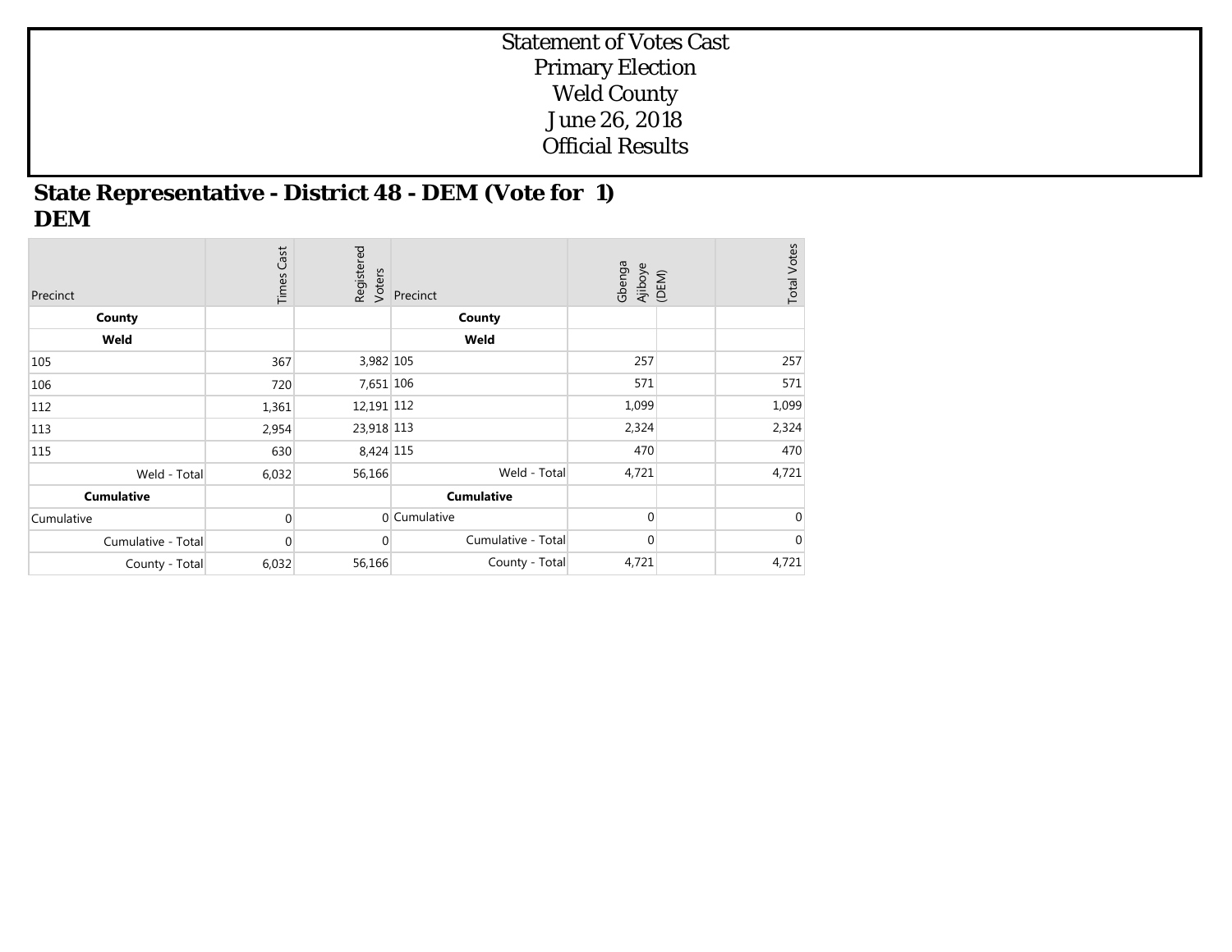# Statement of Votes Cast
# Primary Election
# Weld County
# June 26, 2018
# Official Results

## State Representative - District 48 - DEM (Vote for 1)
## DEM

| Precinct | Times Cast | Registered Voters | Precinct | Gbenga Ajiboye (DEM) | | Total Votes |
|---|---|---|---|---|---|---|
| **County** | | | **County** | | | |
| **Weld** | | | **Weld** | | | |
| 105 | 367 | 3,982 | 105 | 257 | | 257 |
| 106 | 720 | 7,651 | 106 | 571 | | 571 |
| 112 | 1,361 | 12,191 | 112 | 1,099 | | 1,099 |
| 113 | 2,954 | 23,918 | 113 | 2,324 | | 2,324 |
| 115 | 630 | 8,424 | 115 | 470 | | 470 |
| Weld - Total | 6,032 | 56,166 | Weld - Total | 4,721 | | 4,721 |
| **Cumulative** | | | **Cumulative** | | | |
| Cumulative | 0 | 0 | Cumulative | 0 | | 0 |
| Cumulative - Total | 0 | 0 | Cumulative - Total | 0 | | 0 |
| County - Total | 6,032 | 56,166 | County - Total | 4,721 | | 4,721 |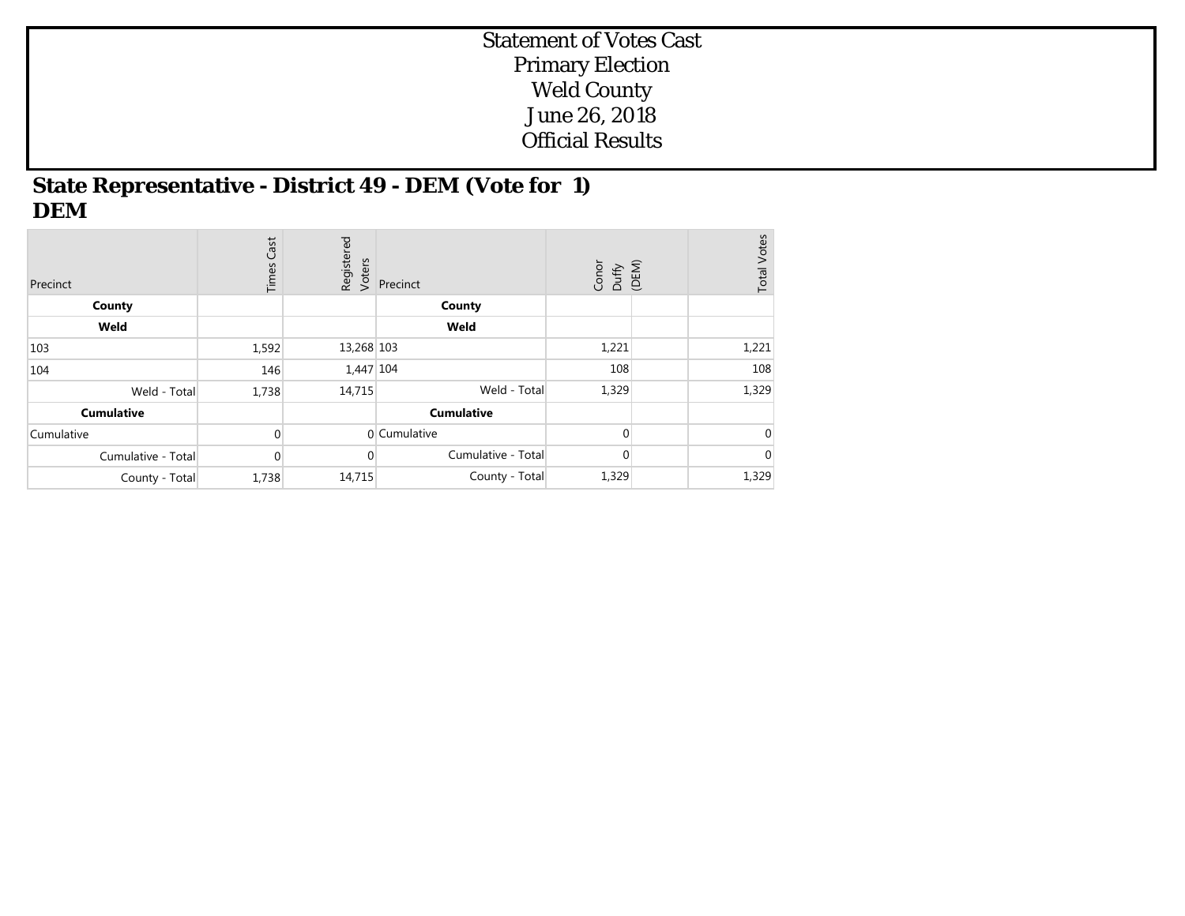# Statement of Votes Cast
# Primary Election
# Weld County
# June 26, 2018
# Official Results

## State Representative - District 49 - DEM (Vote for 1)
## DEM

| Precinct | Times Cast | Registered Voters | Precinct | Conor Duffy (DEM) | | Total Votes |
|---|---|---|---|---|---|---|
| **County** | | | **County** | | | |
| **Weld** | | | **Weld** | | | |
| 103 | 1,592 | 13,268 | 103 | 1,221 | | 1,221 |
| 104 | 146 | 1,447 | 104 | 108 | | 108 |
| Weld - Total | 1,738 | 14,715 | Weld - Total | 1,329 | | 1,329 |
| **Cumulative** | | | **Cumulative** | | | |
| Cumulative | 0 | 0 | Cumulative | 0 | | 0 |
| Cumulative - Total | 0 | 0 | Cumulative - Total | 0 | | 0 |
| County - Total | 1,738 | 14,715 | County - Total | 1,329 | | 1,329 |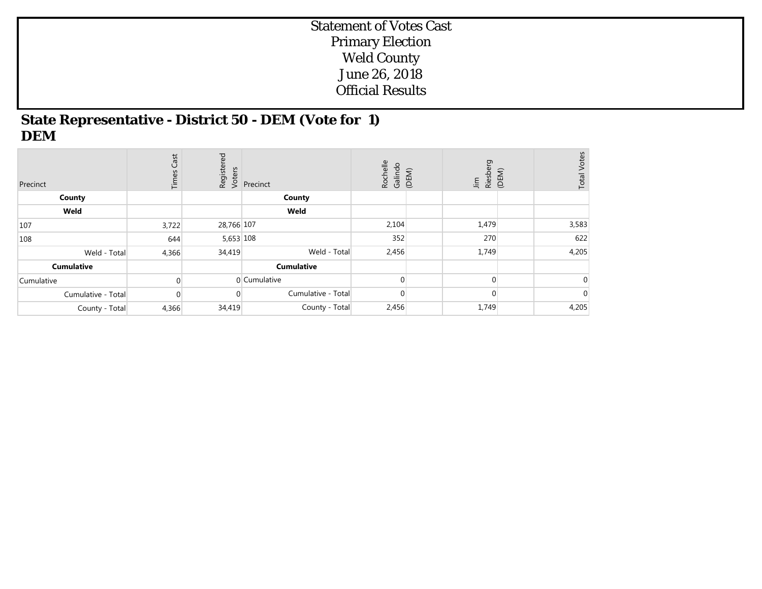# Statement of Votes Cast
# Primary Election
# Weld County
# June 26, 2018
# Official Results

## State Representative - District 50 - DEM (Vote for 1)
## DEM

| Precinct | Times Cast | Registered Voters | Precinct | Rochelle Galindo (DEM) | | Jim Riesberg (DEM) | | Total Votes |
|---|---|---|---|---|---|---|---|---|
| **County** | | | **County** | | | | | |
| **Weld** | | | **Weld** | | | | | |
| 107 | 3,722 | 28,766 | 107 | 2,104 | | 1,479 | | 3,583 |
| 108 | 644 | 5,653 | 108 | 352 | | 270 | | 622 |
| Weld - Total | 4,366 | 34,419 | Weld - Total | 2,456 | | 1,749 | | 4,205 |
| **Cumulative** | | | **Cumulative** | | | | | |
| Cumulative | 0 | 0 | Cumulative | 0 | | 0 | | 0 |
| Cumulative - Total | 0 | 0 | Cumulative - Total | 0 | | 0 | | 0 |
| County - Total | 4,366 | 34,419 | County - Total | 2,456 | | 1,749 | | 4,205 |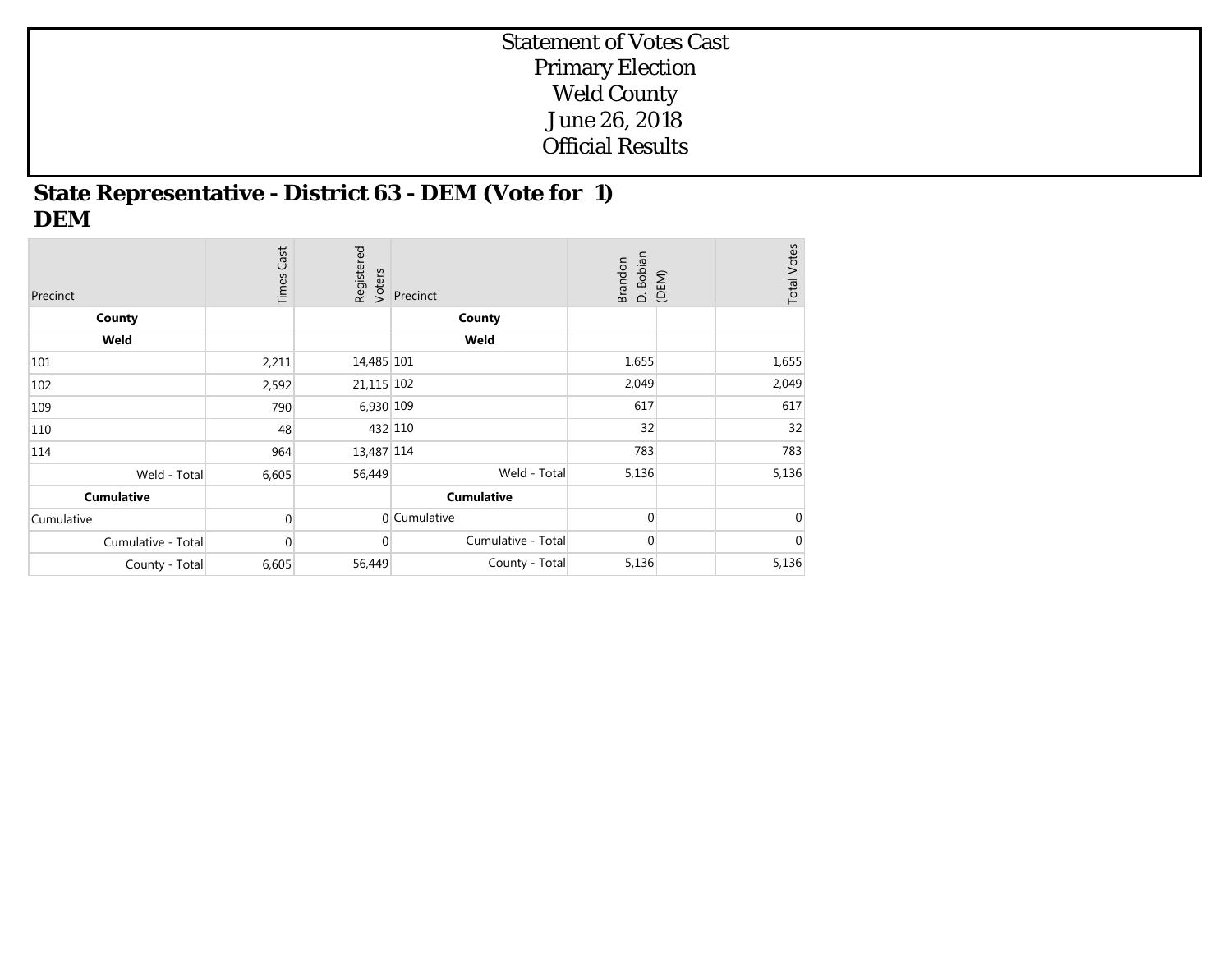# Statement of Votes Cast
# Primary Election
# Weld County
# June 26, 2018
# Official Results

## State Representative - District 63 - DEM (Vote for 1)
## DEM

| Precinct | Times Cast | Registered Voters | Precinct | Brandon D. Bobian (DEM) | | Total Votes |
|---|---|---|---|---|---|---|
| **County** | | | **County** | | | |
| **Weld** | | | **Weld** | | | |
| 101 | 2,211 | 14,485 | 101 | 1,655 | | 1,655 |
| 102 | 2,592 | 21,115 | 102 | 2,049 | | 2,049 |
| 109 | 790 | 6,930 | 109 | 617 | | 617 |
| 110 | 48 | 432 | 110 | 32 | | 32 |
| 114 | 964 | 13,487 | 114 | 783 | | 783 |
| Weld - Total | 6,605 | 56,449 | Weld - Total | 5,136 | | 5,136 |
| **Cumulative** | | | **Cumulative** | | | |
| Cumulative | 0 | 0 | Cumulative | 0 | | 0 |
| Cumulative - Total | 0 | 0 | Cumulative - Total | 0 | | 0 |
| County - Total | 6,605 | 56,449 | County - Total | 5,136 | | 5,136 |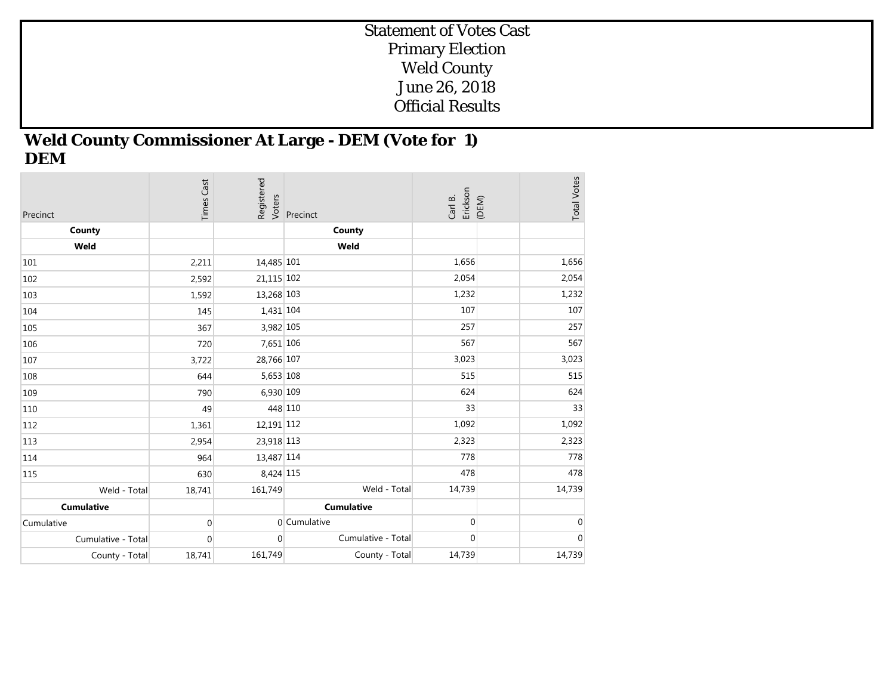# Statement of Votes Cast
# Primary Election
# Weld County
# June 26, 2018
# Official Results

## Weld County Commissioner At Large - DEM (Vote for 1)
## DEM

| Precinct | Times Cast | Registered Voters | Precinct | Carl B. Erickson (DEM) | | Total Votes |
|---|---|---|---|---|---|---|
| **County** | | | **County** | | | |
| **Weld** | | | **Weld** | | | |
| 101 | 2,211 | 14,485 | 101 | 1,656 | | 1,656 |
| 102 | 2,592 | 21,115 | 102 | 2,054 | | 2,054 |
| 103 | 1,592 | 13,268 | 103 | 1,232 | | 1,232 |
| 104 | 145 | 1,431 | 104 | 107 | | 107 |
| 105 | 367 | 3,982 | 105 | 257 | | 257 |
| 106 | 720 | 7,651 | 106 | 567 | | 567 |
| 107 | 3,722 | 28,766 | 107 | 3,023 | | 3,023 |
| 108 | 644 | 5,653 | 108 | 515 | | 515 |
| 109 | 790 | 6,930 | 109 | 624 | | 624 |
| 110 | 49 | 448 | 110 | 33 | | 33 |
| 112 | 1,361 | 12,191 | 112 | 1,092 | | 1,092 |
| 113 | 2,954 | 23,918 | 113 | 2,323 | | 2,323 |
| 114 | 964 | 13,487 | 114 | 778 | | 778 |
| 115 | 630 | 8,424 | 115 | 478 | | 478 |
| Weld - Total | 18,741 | 161,749 | Weld - Total | 14,739 | | 14,739 |
| **Cumulative** | | | **Cumulative** | | | |
| Cumulative | 0 | 0 | Cumulative | 0 | | 0 |
| Cumulative - Total | 0 | 0 | Cumulative - Total | 0 | | 0 |
| County - Total | 18,741 | 161,749 | County - Total | 14,739 | | 14,739 |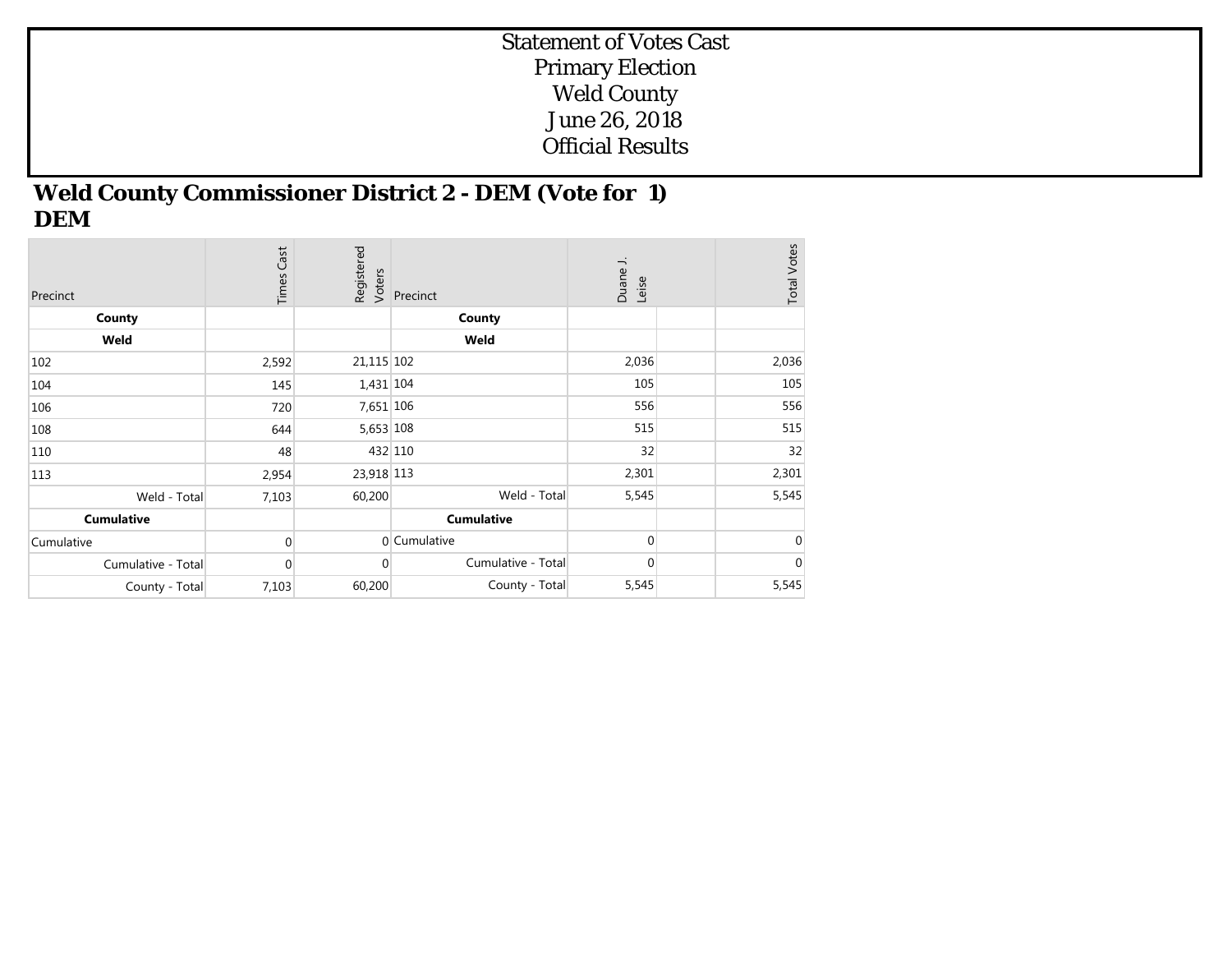# Statement of Votes Cast
# Primary Election
# Weld County
# June 26, 2018
# Official Results

## Weld County Commissioner District 2 - DEM (Vote for 1)
## DEM

| Precinct | Times Cast | Registered Voters | Precinct | Duane J. Leise | | Total Votes |
|---|---|---|---|---|---|---|
| **County** | | | **County** | | | |
| **Weld** | | | **Weld** | | | |
| 102 | 2,592 | 21,115 | 102 | 2,036 | | 2,036 |
| 104 | 145 | 1,431 | 104 | 105 | | 105 |
| 106 | 720 | 7,651 | 106 | 556 | | 556 |
| 108 | 644 | 5,653 | 108 | 515 | | 515 |
| 110 | 48 | 432 | 110 | 32 | | 32 |
| 113 | 2,954 | 23,918 | 113 | 2,301 | | 2,301 |
| Weld - Total | 7,103 | 60,200 | Weld - Total | 5,545 | | 5,545 |
| **Cumulative** | | | **Cumulative** | | | |
| Cumulative | 0 | 0 | Cumulative | 0 | | 0 |
| Cumulative - Total | 0 | 0 | Cumulative - Total | 0 | | 0 |
| County - Total | 7,103 | 60,200 | County - Total | 5,545 | | 5,545 |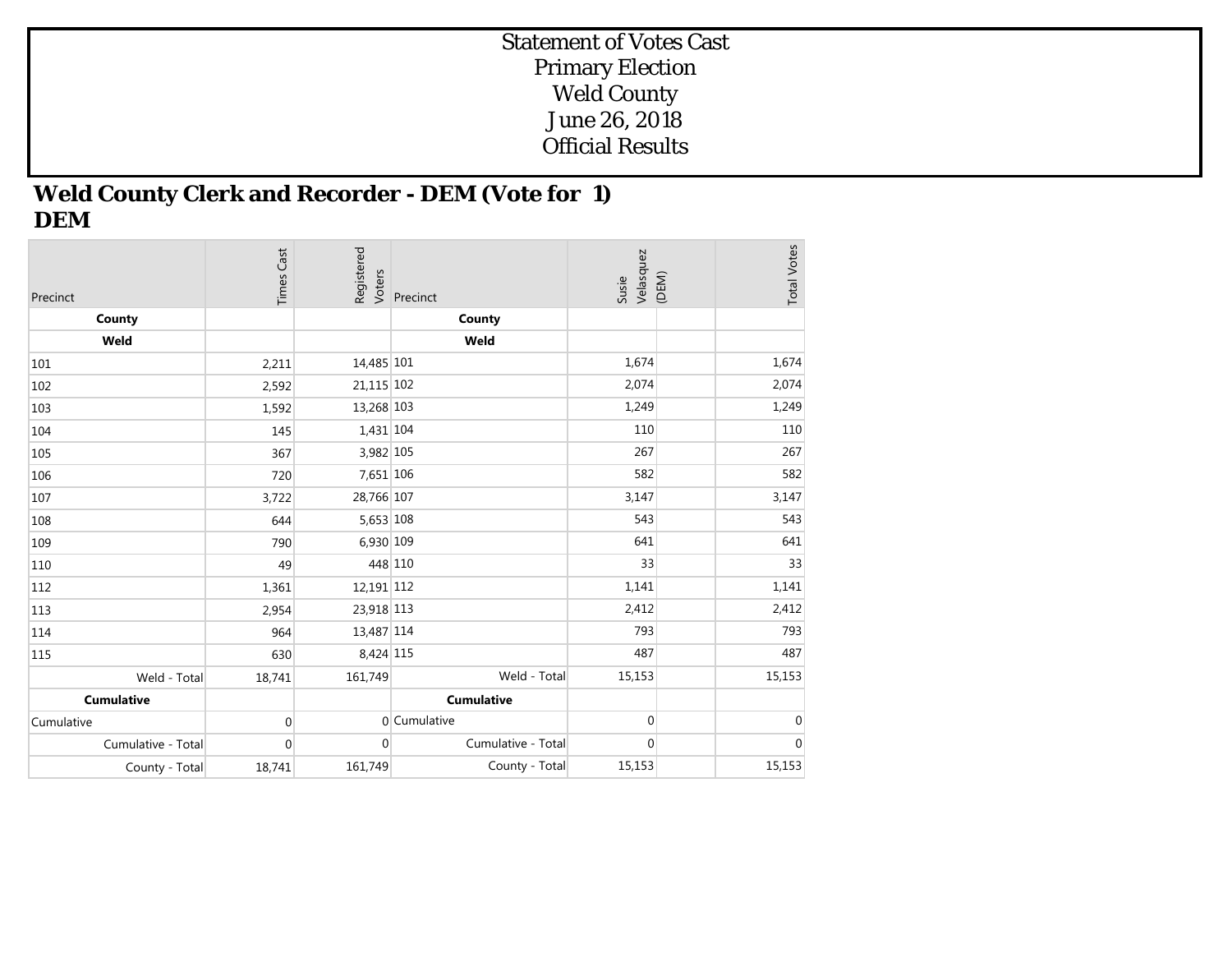# Statement of Votes Cast
# Primary Election
# Weld County
# June 26, 2018
# Official Results

## Weld County Clerk and Recorder - DEM (Vote for 1)
## DEM

| Precinct | Times Cast | Registered Voters | Precinct | Susie Velasquez (DEM) | | Total Votes |
|---|---|---|---|---|---|---|
| **County** | | | **County** | | | |
| **Weld** | | | **Weld** | | | |
| 101 | 2,211 | 14,485 | 101 | 1,674 | | 1,674 |
| 102 | 2,592 | 21,115 | 102 | 2,074 | | 2,074 |
| 103 | 1,592 | 13,268 | 103 | 1,249 | | 1,249 |
| 104 | 145 | 1,431 | 104 | 110 | | 110 |
| 105 | 367 | 3,982 | 105 | 267 | | 267 |
| 106 | 720 | 7,651 | 106 | 582 | | 582 |
| 107 | 3,722 | 28,766 | 107 | 3,147 | | 3,147 |
| 108 | 644 | 5,653 | 108 | 543 | | 543 |
| 109 | 790 | 6,930 | 109 | 641 | | 641 |
| 110 | 49 | 448 | 110 | 33 | | 33 |
| 112 | 1,361 | 12,191 | 112 | 1,141 | | 1,141 |
| 113 | 2,954 | 23,918 | 113 | 2,412 | | 2,412 |
| 114 | 964 | 13,487 | 114 | 793 | | 793 |
| 115 | 630 | 8,424 | 115 | 487 | | 487 |
| Weld - Total | 18,741 | 161,749 | Weld - Total | 15,153 | | 15,153 |
| **Cumulative** | | | **Cumulative** | | | |
| Cumulative | 0 | 0 | Cumulative | 0 | | 0 |
| Cumulative - Total | 0 | 0 | Cumulative - Total | 0 | | 0 |
| County - Total | 18,741 | 161,749 | County - Total | 15,153 | | 15,153 |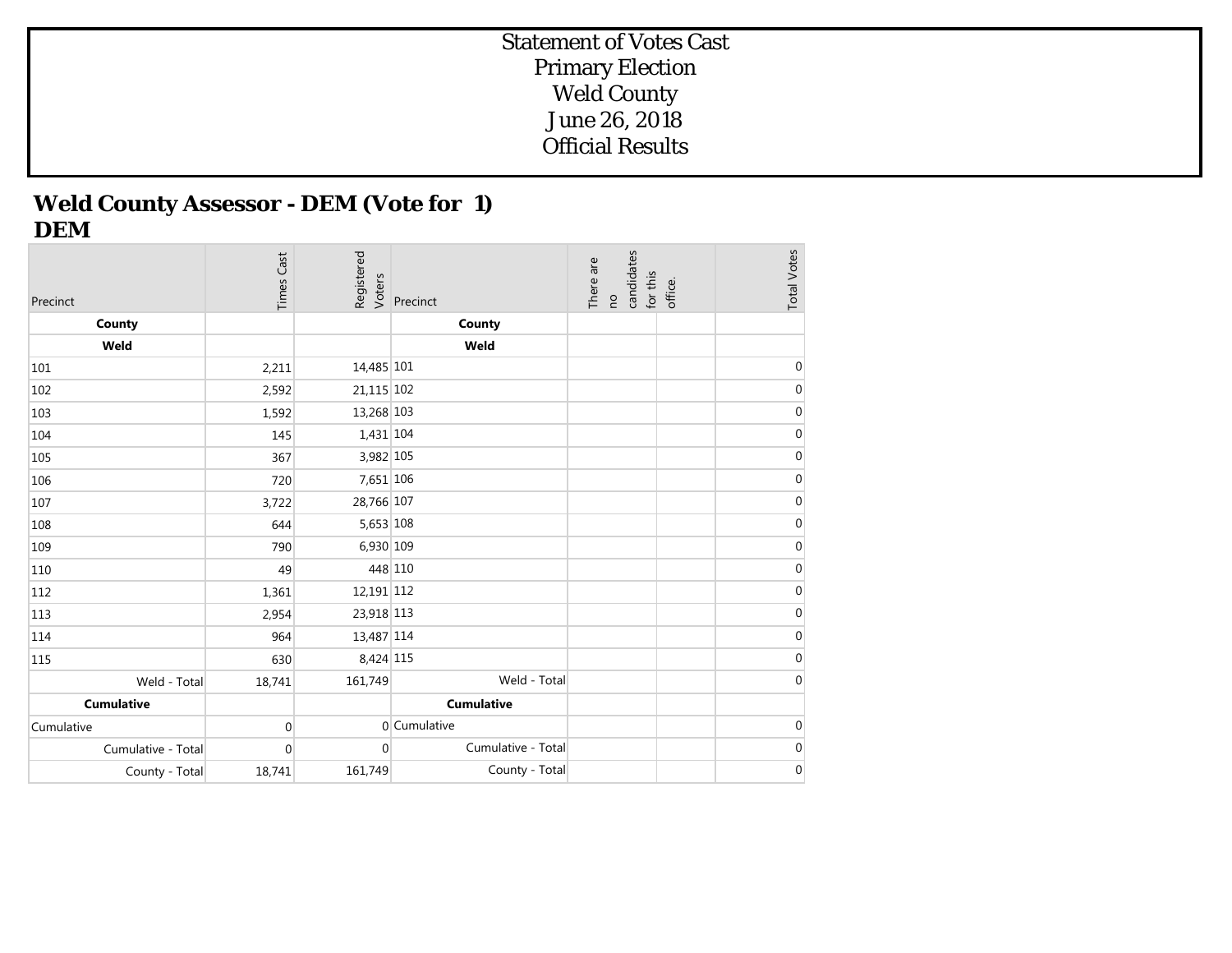# Statement of Votes Cast
# Primary Election
# Weld County
# June 26, 2018
# Official Results

## Weld County Assessor - DEM (Vote for 1)
## DEM

| Precinct | Times Cast | Registered Voters | Precinct | There are no candidates for this office. | | Total Votes |
|---|---|---|---|---|---|---|
| **County** | | | **County** | | | |
| **Weld** | | | **Weld** | | | |
| 101 | 2,211 | 14,485 | 101 | | | 0 |
| 102 | 2,592 | 21,115 | 102 | | | 0 |
| 103 | 1,592 | 13,268 | 103 | | | 0 |
| 104 | 145 | 1,431 | 104 | | | 0 |
| 105 | 367 | 3,982 | 105 | | | 0 |
| 106 | 720 | 7,651 | 106 | | | 0 |
| 107 | 3,722 | 28,766 | 107 | | | 0 |
| 108 | 644 | 5,653 | 108 | | | 0 |
| 109 | 790 | 6,930 | 109 | | | 0 |
| 110 | 49 | 448 | 110 | | | 0 |
| 112 | 1,361 | 12,191 | 112 | | | 0 |
| 113 | 2,954 | 23,918 | 113 | | | 0 |
| 114 | 964 | 13,487 | 114 | | | 0 |
| 115 | 630 | 8,424 | 115 | | | 0 |
| Weld - Total | 18,741 | 161,749 | Weld - Total | | | 0 |
| **Cumulative** | | | **Cumulative** | | | |
| Cumulative | 0 | 0 | Cumulative | | | 0 |
| Cumulative - Total | 0 | 0 | Cumulative - Total | | | 0 |
| County - Total | 18,741 | 161,749 | County - Total | | | 0 |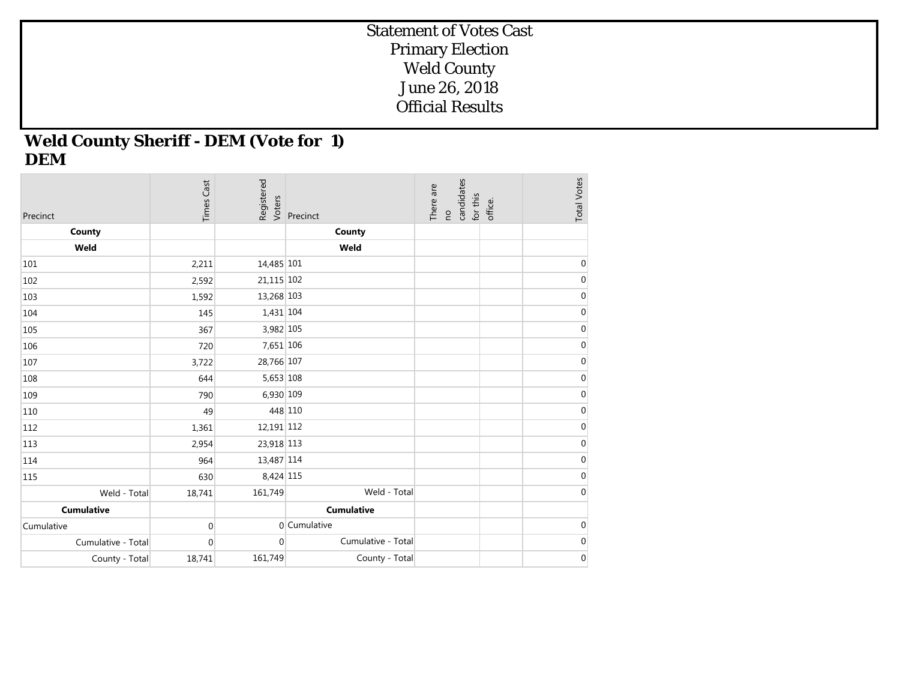Statement of Votes Cast
Primary Election
Weld County
June 26, 2018
Official Results

## Weld County Sheriff - DEM (Vote for 1)
## DEM

| Precinct | Times Cast | Registered Voters | Precinct | There are no candidates for this office. | | Total Votes |
|---|---|---|---|---|---|---|
| **County** | | | **County** | | | |
| **Weld** | | | **Weld** | | | |
| 101 | 2,211 | 14,485 | 101 | | | 0 |
| 102 | 2,592 | 21,115 | 102 | | | 0 |
| 103 | 1,592 | 13,268 | 103 | | | 0 |
| 104 | 145 | 1,431 | 104 | | | 0 |
| 105 | 367 | 3,982 | 105 | | | 0 |
| 106 | 720 | 7,651 | 106 | | | 0 |
| 107 | 3,722 | 28,766 | 107 | | | 0 |
| 108 | 644 | 5,653 | 108 | | | 0 |
| 109 | 790 | 6,930 | 109 | | | 0 |
| 110 | 49 | 448 | 110 | | | 0 |
| 112 | 1,361 | 12,191 | 112 | | | 0 |
| 113 | 2,954 | 23,918 | 113 | | | 0 |
| 114 | 964 | 13,487 | 114 | | | 0 |
| 115 | 630 | 8,424 | 115 | | | 0 |
| Weld - Total | 18,741 | 161,749 | Weld - Total | | | 0 |
| **Cumulative** | | | **Cumulative** | | | |
| Cumulative | 0 | 0 | Cumulative | | | 0 |
| Cumulative - Total | 0 | 0 | Cumulative - Total | | | 0 |
| County - Total | 18,741 | 161,749 | County - Total | | | 0 |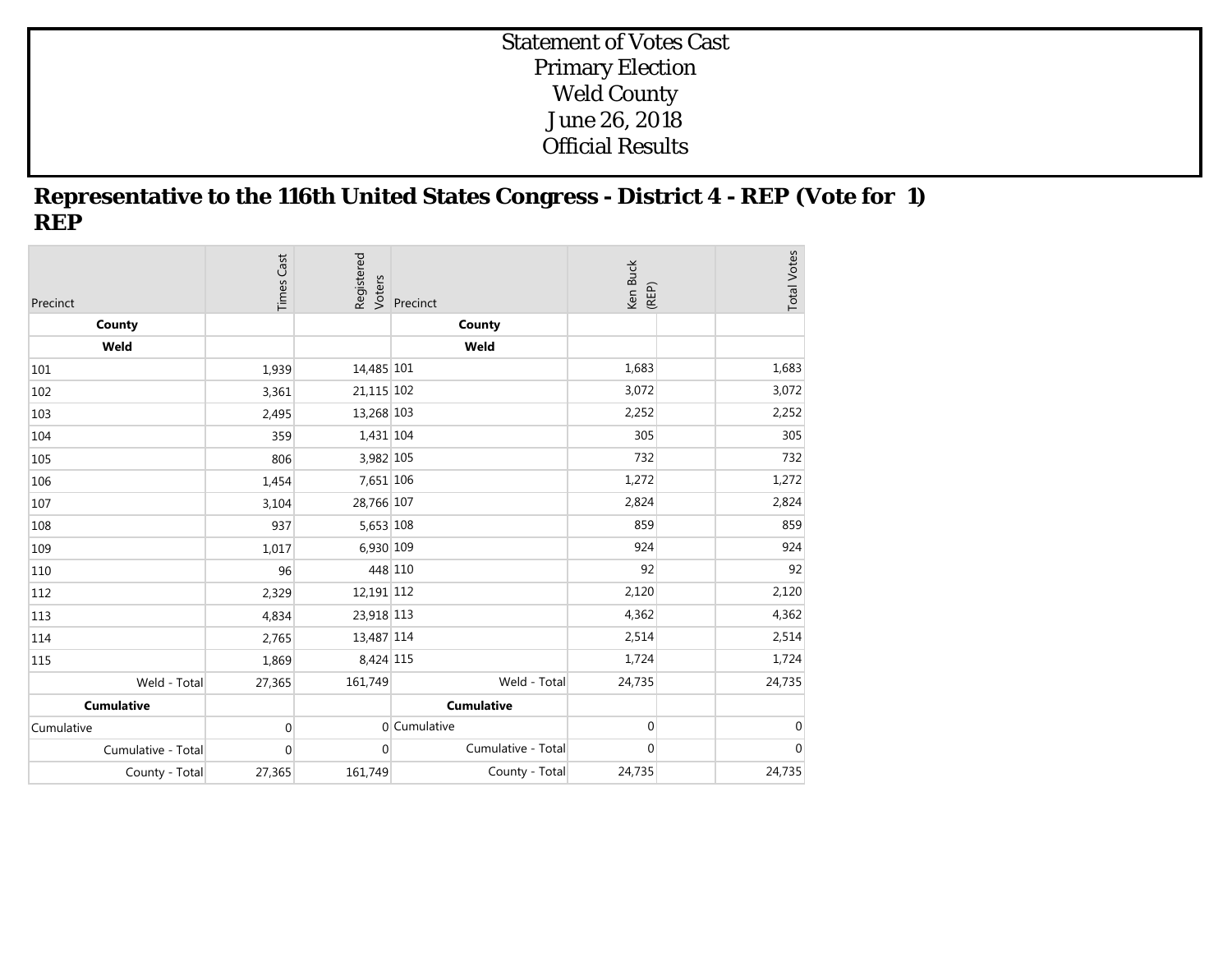# Statement of Votes Cast
# Primary Election
# Weld County
# June 26, 2018
# Official Results

## Representative to the 116th United States Congress - District 4 - REP (Vote for 1)
## REP

| Precinct | Times Cast | Registered Voters | Precinct | Ken Buck (REP) | | Total Votes |
|---|---|---|---|---|---|---|
| **County** | | | **County** | | | |
| **Weld** | | | **Weld** | | | |
| 101 | 1,939 | 14,485 | 101 | 1,683 | | 1,683 |
| 102 | 3,361 | 21,115 | 102 | 3,072 | | 3,072 |
| 103 | 2,495 | 13,268 | 103 | 2,252 | | 2,252 |
| 104 | 359 | 1,431 | 104 | 305 | | 305 |
| 105 | 806 | 3,982 | 105 | 732 | | 732 |
| 106 | 1,454 | 7,651 | 106 | 1,272 | | 1,272 |
| 107 | 3,104 | 28,766 | 107 | 2,824 | | 2,824 |
| 108 | 937 | 5,653 | 108 | 859 | | 859 |
| 109 | 1,017 | 6,930 | 109 | 924 | | 924 |
| 110 | 96 | 448 | 110 | 92 | | 92 |
| 112 | 2,329 | 12,191 | 112 | 2,120 | | 2,120 |
| 113 | 4,834 | 23,918 | 113 | 4,362 | | 4,362 |
| 114 | 2,765 | 13,487 | 114 | 2,514 | | 2,514 |
| 115 | 1,869 | 8,424 | 115 | 1,724 | | 1,724 |
| Weld - Total | 27,365 | 161,749 | Weld - Total | 24,735 | | 24,735 |
| **Cumulative** | | | **Cumulative** | | | |
| Cumulative | 0 | 0 | Cumulative | 0 | | 0 |
| Cumulative - Total | 0 | 0 | Cumulative - Total | 0 | | 0 |
| County - Total | 27,365 | 161,749 | County - Total | 24,735 | | 24,735 |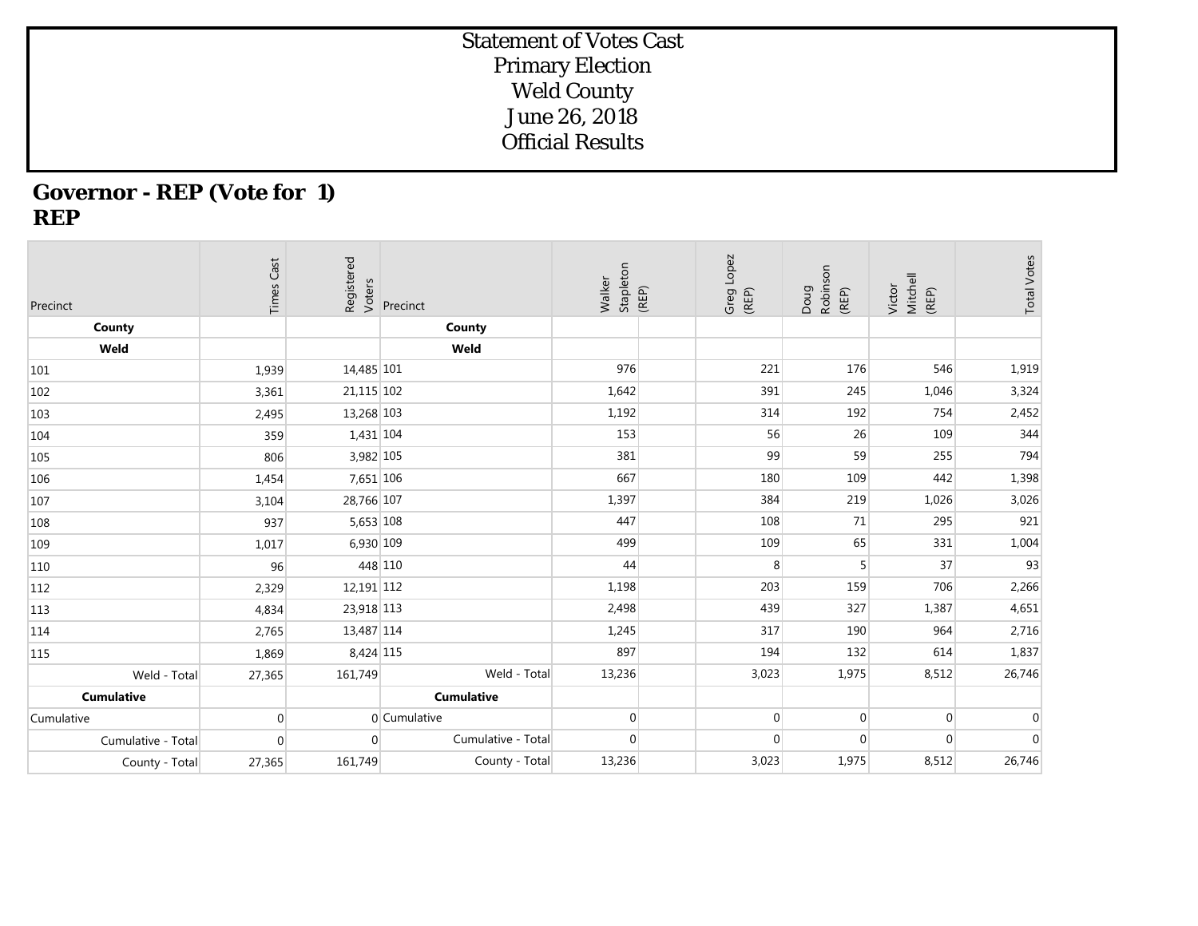# Statement of Votes Cast
# Primary Election
# Weld County
# June 26, 2018
# Official Results

## Governor - REP (Vote for 1)
## REP

| Precinct | Times Cast | Registered Voters | Precinct | Walker Stapleton (REP) | Greg Lopez (REP) | Doug Robinson (REP) | Victor Mitchell (REP) | Total Votes |
|---|---|---|---|---|---|---|---|---|
| **County** | | | **County** | | | | | |
| **Weld** | | | **Weld** | | | | | |
| 101 | 1,939 | 14,485 | 101 | 976 | 221 | 176 | 546 | 1,919 |
| 102 | 3,361 | 21,115 | 102 | 1,642 | 391 | 245 | 1,046 | 3,324 |
| 103 | 2,495 | 13,268 | 103 | 1,192 | 314 | 192 | 754 | 2,452 |
| 104 | 359 | 1,431 | 104 | 153 | 56 | 26 | 109 | 344 |
| 105 | 806 | 3,982 | 105 | 381 | 99 | 59 | 255 | 794 |
| 106 | 1,454 | 7,651 | 106 | 667 | 180 | 109 | 442 | 1,398 |
| 107 | 3,104 | 28,766 | 107 | 1,397 | 384 | 219 | 1,026 | 3,026 |
| 108 | 937 | 5,653 | 108 | 447 | 108 | 71 | 295 | 921 |
| 109 | 1,017 | 6,930 | 109 | 499 | 109 | 65 | 331 | 1,004 |
| 110 | 96 | 448 | 110 | 44 | 8 | 5 | 37 | 93 |
| 112 | 2,329 | 12,191 | 112 | 1,198 | 203 | 159 | 706 | 2,266 |
| 113 | 4,834 | 23,918 | 113 | 2,498 | 439 | 327 | 1,387 | 4,651 |
| 114 | 2,765 | 13,487 | 114 | 1,245 | 317 | 190 | 964 | 2,716 |
| 115 | 1,869 | 8,424 | 115 | 897 | 194 | 132 | 614 | 1,837 |
| Weld - Total | 27,365 | 161,749 | Weld - Total | 13,236 | 3,023 | 1,975 | 8,512 | 26,746 |
| **Cumulative** | | | **Cumulative** | | | | | |
| Cumulative | 0 | 0 | Cumulative | 0 | 0 | 0 | 0 | 0 |
| Cumulative - Total | 0 | 0 | Cumulative - Total | 0 | 0 | 0 | 0 | 0 |
| County - Total | 27,365 | 161,749 | County - Total | 13,236 | 3,023 | 1,975 | 8,512 | 26,746 |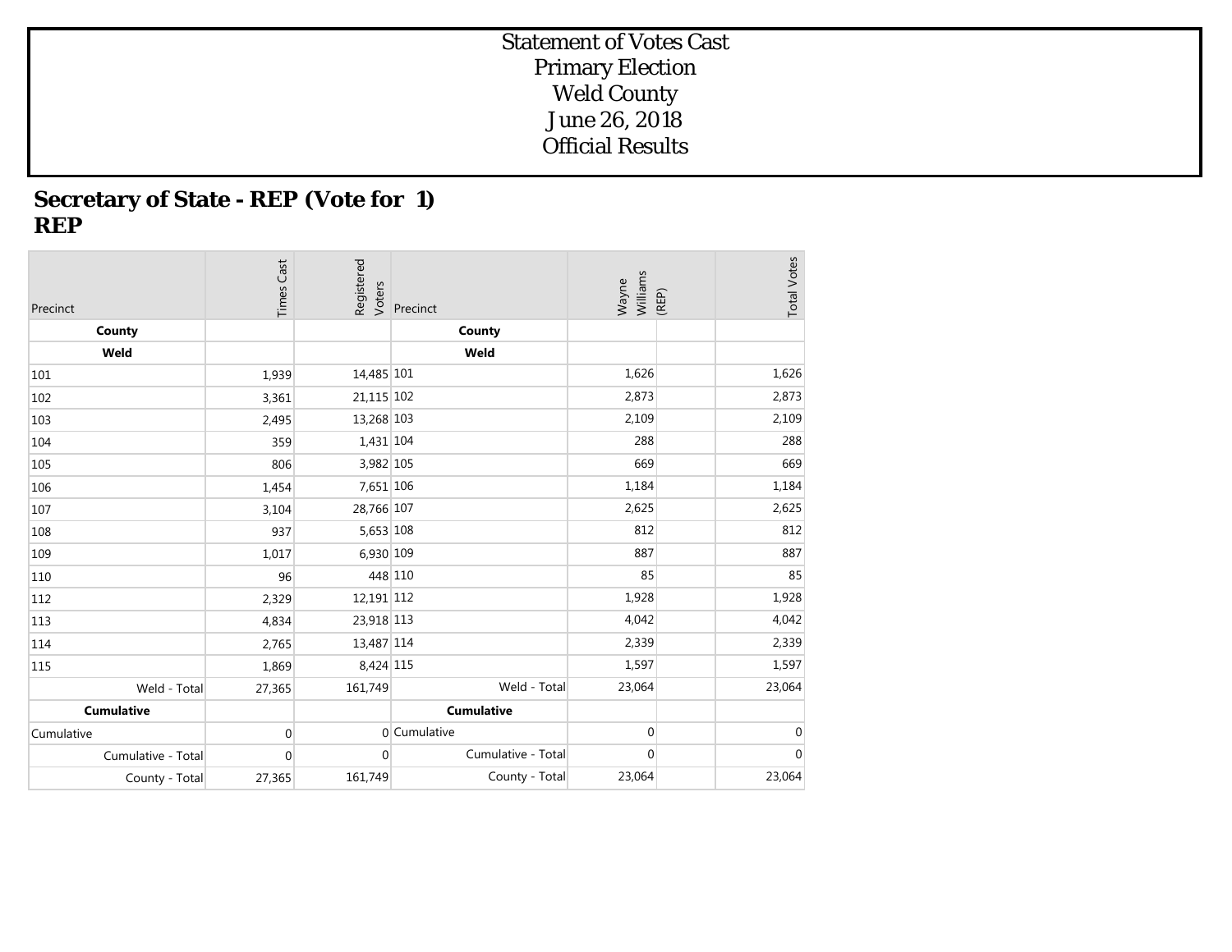# Statement of Votes Cast
# Primary Election
# Weld County
# June 26, 2018
# Official Results

## Secretary of State - REP (Vote for 1)
## REP

| Precinct | Times Cast | Registered Voters | Precinct | Wayne Williams (REP) | | Total Votes |
|---|---|---|---|---|---|---|
| **County** | | | **County** | | | |
| **Weld** | | | **Weld** | | | |
| 101 | 1,939 | 14,485 | 101 | 1,626 | | 1,626 |
| 102 | 3,361 | 21,115 | 102 | 2,873 | | 2,873 |
| 103 | 2,495 | 13,268 | 103 | 2,109 | | 2,109 |
| 104 | 359 | 1,431 | 104 | 288 | | 288 |
| 105 | 806 | 3,982 | 105 | 669 | | 669 |
| 106 | 1,454 | 7,651 | 106 | 1,184 | | 1,184 |
| 107 | 3,104 | 28,766 | 107 | 2,625 | | 2,625 |
| 108 | 937 | 5,653 | 108 | 812 | | 812 |
| 109 | 1,017 | 6,930 | 109 | 887 | | 887 |
| 110 | 96 | 448 | 110 | 85 | | 85 |
| 112 | 2,329 | 12,191 | 112 | 1,928 | | 1,928 |
| 113 | 4,834 | 23,918 | 113 | 4,042 | | 4,042 |
| 114 | 2,765 | 13,487 | 114 | 2,339 | | 2,339 |
| 115 | 1,869 | 8,424 | 115 | 1,597 | | 1,597 |
| Weld - Total | 27,365 | 161,749 | Weld - Total | 23,064 | | 23,064 |
| **Cumulative** | | | **Cumulative** | | | |
| Cumulative | 0 | 0 | Cumulative | 0 | | 0 |
| Cumulative - Total | 0 | 0 | Cumulative - Total | 0 | | 0 |
| County - Total | 27,365 | 161,749 | County - Total | 23,064 | | 23,064 |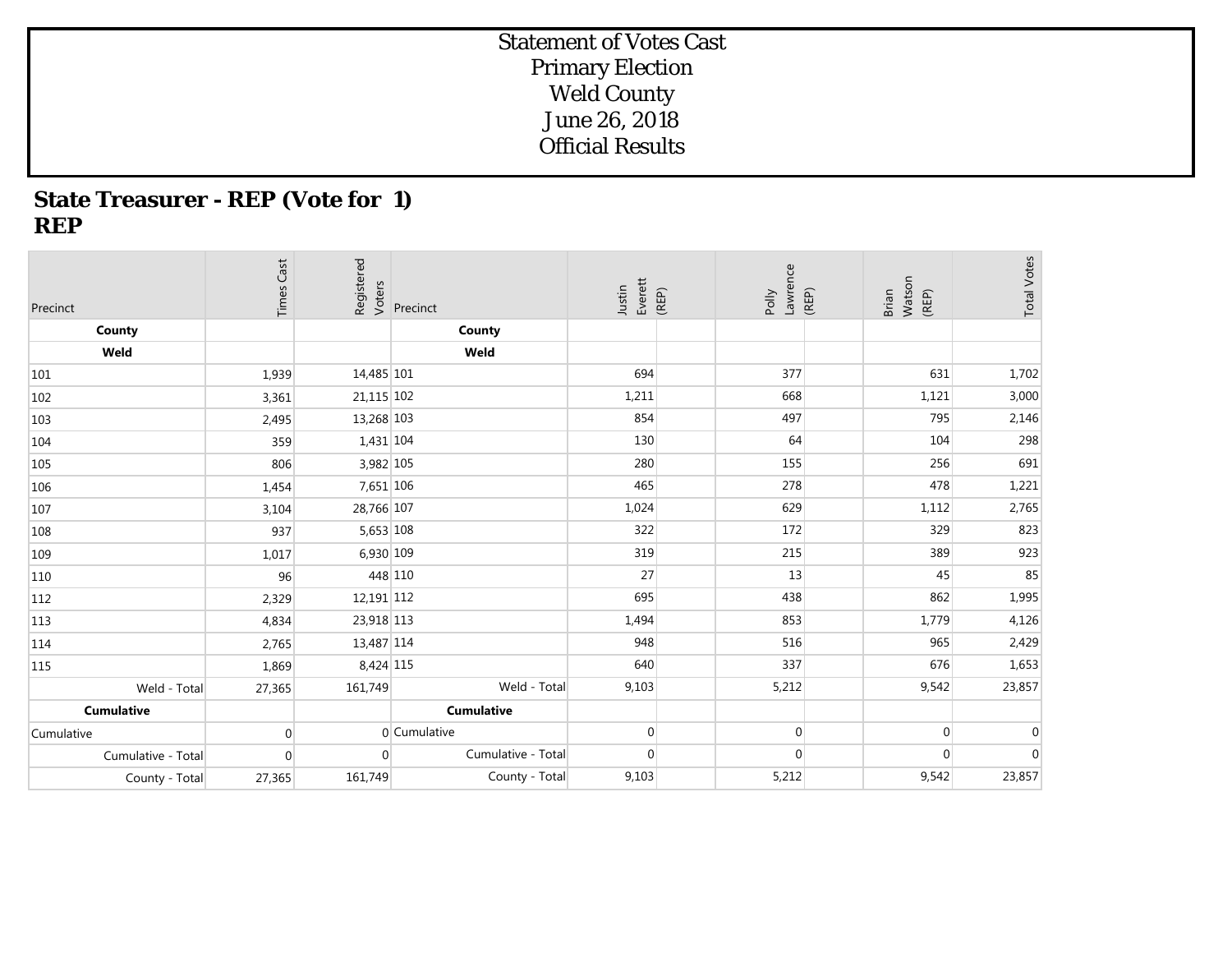# Statement of Votes Cast
# Primary Election
# Weld County
# June 26, 2018
# Official Results

## State Treasurer - REP (Vote for 1)
## REP

| Precinct | Times Cast | Registered Voters | Precinct | Justin Everett (REP) | Polly Lawrence (REP) | Brian Watson (REP) | Total Votes |
|---|---|---|---|---|---|---|---|
| **County** | | | **County** | | | | |
| **Weld** | | | **Weld** | | | | |
| 101 | 1,939 | 14,485 | 101 | 694 | 377 | 631 | 1,702 |
| 102 | 3,361 | 21,115 | 102 | 1,211 | 668 | 1,121 | 3,000 |
| 103 | 2,495 | 13,268 | 103 | 854 | 497 | 795 | 2,146 |
| 104 | 359 | 1,431 | 104 | 130 | 64 | 104 | 298 |
| 105 | 806 | 3,982 | 105 | 280 | 155 | 256 | 691 |
| 106 | 1,454 | 7,651 | 106 | 465 | 278 | 478 | 1,221 |
| 107 | 3,104 | 28,766 | 107 | 1,024 | 629 | 1,112 | 2,765 |
| 108 | 937 | 5,653 | 108 | 322 | 172 | 329 | 823 |
| 109 | 1,017 | 6,930 | 109 | 319 | 215 | 389 | 923 |
| 110 | 96 | 448 | 110 | 27 | 13 | 45 | 85 |
| 112 | 2,329 | 12,191 | 112 | 695 | 438 | 862 | 1,995 |
| 113 | 4,834 | 23,918 | 113 | 1,494 | 853 | 1,779 | 4,126 |
| 114 | 2,765 | 13,487 | 114 | 948 | 516 | 965 | 2,429 |
| 115 | 1,869 | 8,424 | 115 | 640 | 337 | 676 | 1,653 |
| Weld - Total | 27,365 | 161,749 | Weld - Total | 9,103 | 5,212 | 9,542 | 23,857 |
| **Cumulative** | | | **Cumulative** | | | | |
| Cumulative | 0 | 0 | Cumulative | 0 | 0 | 0 | 0 |
| Cumulative - Total | 0 | 0 | Cumulative - Total | 0 | 0 | 0 | 0 |
| County - Total | 27,365 | 161,749 | County - Total | 9,103 | 5,212 | 9,542 | 23,857 |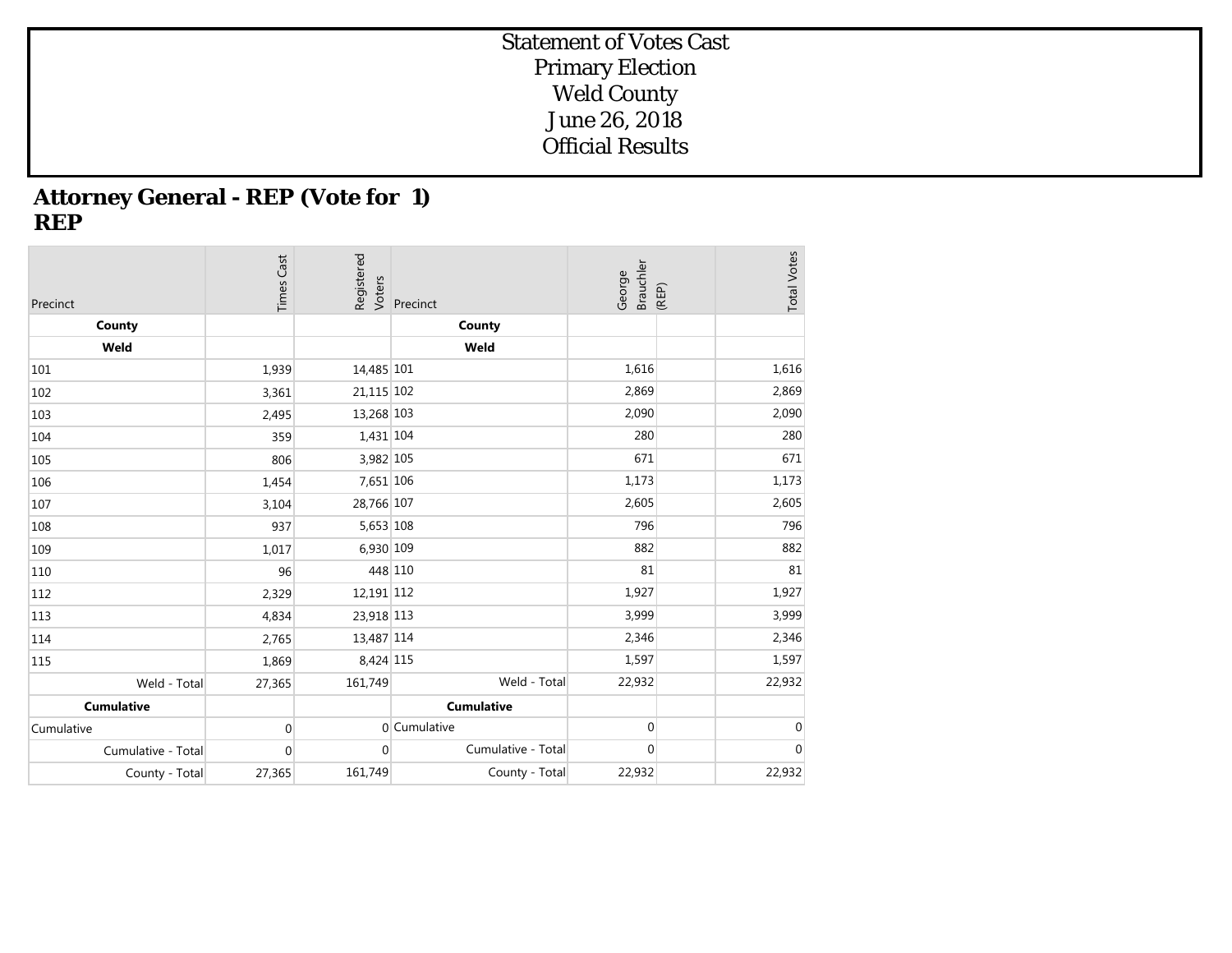# Statement of Votes Cast
# Primary Election
# Weld County
# June 26, 2018
# Official Results

## Attorney General - REP (Vote for 1)
## REP

| Precinct | Times Cast | Registered Voters | Precinct | George Brauchler (REP) | | Total Votes |
|---|---|---|---|---|---|---|
| **County** | | | **County** | | | |
| **Weld** | | | **Weld** | | | |
| 101 | 1,939 | 14,485 | 101 | 1,616 | | 1,616 |
| 102 | 3,361 | 21,115 | 102 | 2,869 | | 2,869 |
| 103 | 2,495 | 13,268 | 103 | 2,090 | | 2,090 |
| 104 | 359 | 1,431 | 104 | 280 | | 280 |
| 105 | 806 | 3,982 | 105 | 671 | | 671 |
| 106 | 1,454 | 7,651 | 106 | 1,173 | | 1,173 |
| 107 | 3,104 | 28,766 | 107 | 2,605 | | 2,605 |
| 108 | 937 | 5,653 | 108 | 796 | | 796 |
| 109 | 1,017 | 6,930 | 109 | 882 | | 882 |
| 110 | 96 | 448 | 110 | 81 | | 81 |
| 112 | 2,329 | 12,191 | 112 | 1,927 | | 1,927 |
| 113 | 4,834 | 23,918 | 113 | 3,999 | | 3,999 |
| 114 | 2,765 | 13,487 | 114 | 2,346 | | 2,346 |
| 115 | 1,869 | 8,424 | 115 | 1,597 | | 1,597 |
| Weld - Total | 27,365 | 161,749 | Weld - Total | 22,932 | | 22,932 |
| **Cumulative** | | | **Cumulative** | | | |
| Cumulative | 0 | 0 | Cumulative | 0 | | 0 |
| Cumulative - Total | 0 | 0 | Cumulative - Total | 0 | | 0 |
| County - Total | 27,365 | 161,749 | County - Total | 22,932 | | 22,932 |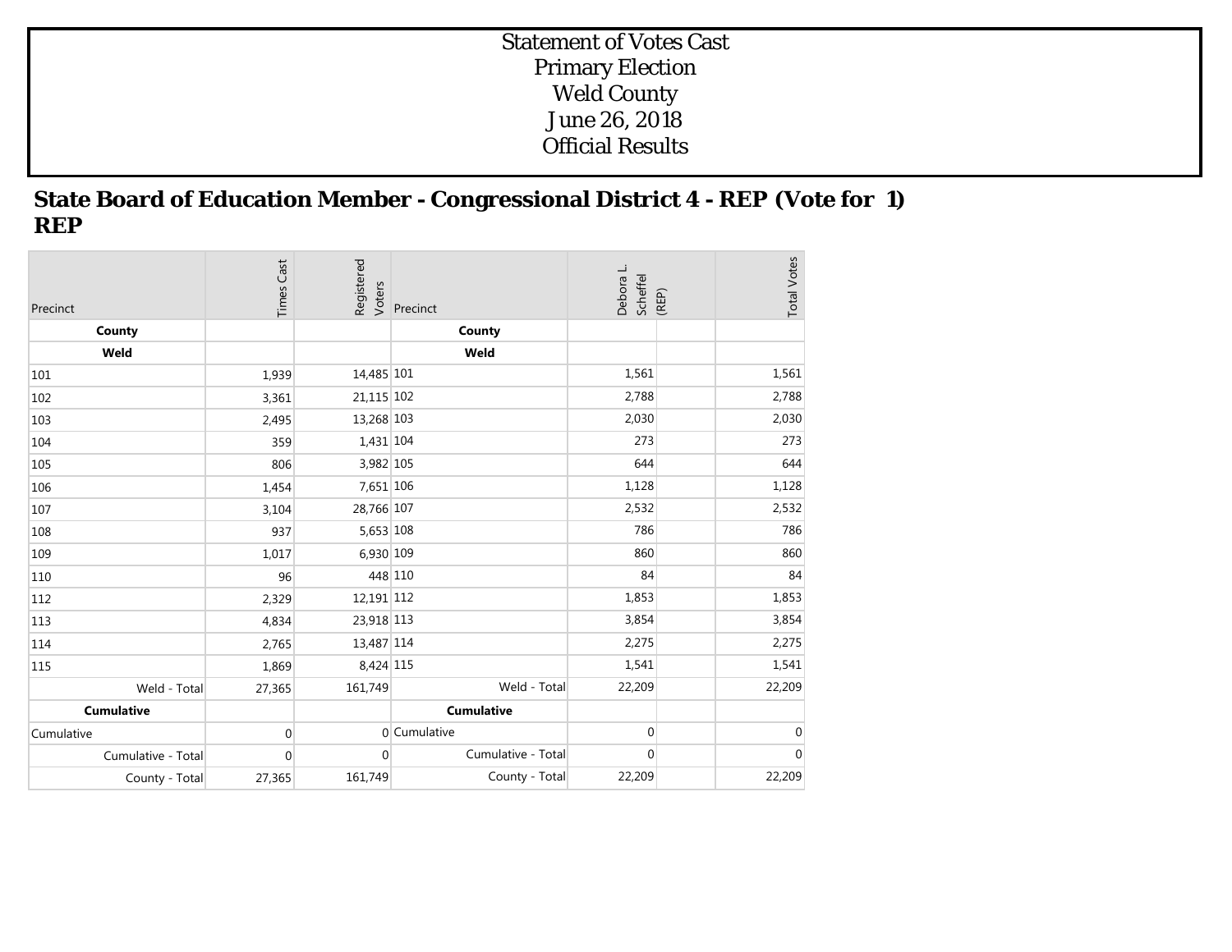# Statement of Votes Cast
# Primary Election
# Weld County
# June 26, 2018
# Official Results

## State Board of Education Member - Congressional District 4 - REP (Vote for 1) REP

| Precinct | Times Cast | Registered Voters | Precinct | Debora L. Scheffel (REP) | | Total Votes |
|---|---|---|---|---|---|---|
| **County** | | | **County** | | | |
| **Weld** | | | **Weld** | | | |
| 101 | 1,939 | 14,485 | 101 | 1,561 | | 1,561 |
| 102 | 3,361 | 21,115 | 102 | 2,788 | | 2,788 |
| 103 | 2,495 | 13,268 | 103 | 2,030 | | 2,030 |
| 104 | 359 | 1,431 | 104 | 273 | | 273 |
| 105 | 806 | 3,982 | 105 | 644 | | 644 |
| 106 | 1,454 | 7,651 | 106 | 1,128 | | 1,128 |
| 107 | 3,104 | 28,766 | 107 | 2,532 | | 2,532 |
| 108 | 937 | 5,653 | 108 | 786 | | 786 |
| 109 | 1,017 | 6,930 | 109 | 860 | | 860 |
| 110 | 96 | 448 | 110 | 84 | | 84 |
| 112 | 2,329 | 12,191 | 112 | 1,853 | | 1,853 |
| 113 | 4,834 | 23,918 | 113 | 3,854 | | 3,854 |
| 114 | 2,765 | 13,487 | 114 | 2,275 | | 2,275 |
| 115 | 1,869 | 8,424 | 115 | 1,541 | | 1,541 |
| Weld - Total | 27,365 | 161,749 | Weld - Total | 22,209 | | 22,209 |
| **Cumulative** | | | **Cumulative** | | | |
| Cumulative | 0 | 0 | Cumulative | 0 | | 0 |
| Cumulative - Total | 0 | 0 | Cumulative - Total | 0 | | 0 |
| County - Total | 27,365 | 161,749 | County - Total | 22,209 | | 22,209 |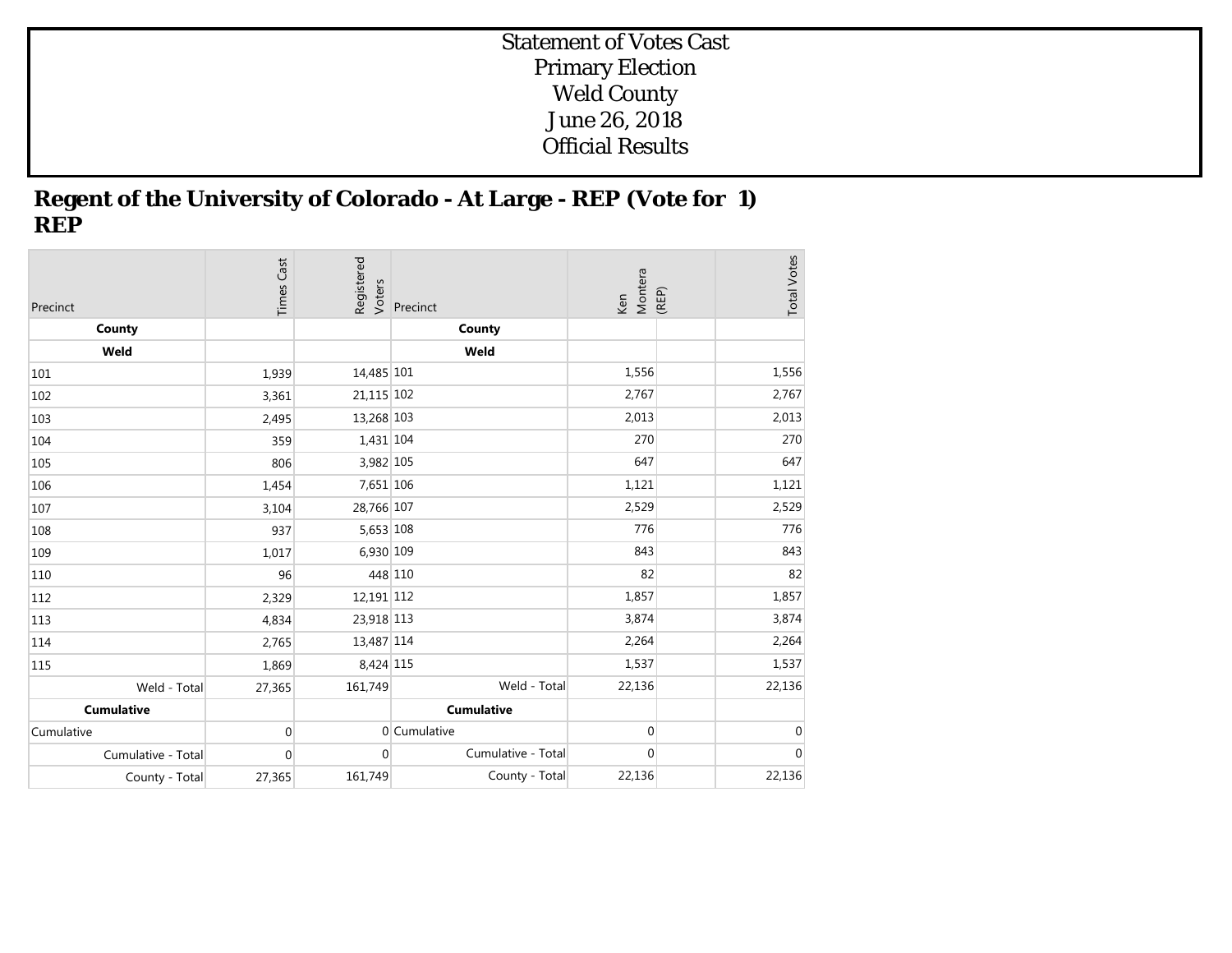# Statement of Votes Cast
# Primary Election
# Weld County
# June 26, 2018
# Official Results

## Regent of the University of Colorado - At Large - REP (Vote for 1)
## REP

| Precinct | Times Cast | Registered Voters | Precinct | Ken Montera (REP) | | Total Votes |
|---|---|---|---|---|---|---|
| **County** | | | **County** | | | |
| **Weld** | | | **Weld** | | | |
| 101 | 1,939 | 14,485 | 101 | 1,556 | | 1,556 |
| 102 | 3,361 | 21,115 | 102 | 2,767 | | 2,767 |
| 103 | 2,495 | 13,268 | 103 | 2,013 | | 2,013 |
| 104 | 359 | 1,431 | 104 | 270 | | 270 |
| 105 | 806 | 3,982 | 105 | 647 | | 647 |
| 106 | 1,454 | 7,651 | 106 | 1,121 | | 1,121 |
| 107 | 3,104 | 28,766 | 107 | 2,529 | | 2,529 |
| 108 | 937 | 5,653 | 108 | 776 | | 776 |
| 109 | 1,017 | 6,930 | 109 | 843 | | 843 |
| 110 | 96 | 448 | 110 | 82 | | 82 |
| 112 | 2,329 | 12,191 | 112 | 1,857 | | 1,857 |
| 113 | 4,834 | 23,918 | 113 | 3,874 | | 3,874 |
| 114 | 2,765 | 13,487 | 114 | 2,264 | | 2,264 |
| 115 | 1,869 | 8,424 | 115 | 1,537 | | 1,537 |
| Weld - Total | 27,365 | 161,749 | Weld - Total | 22,136 | | 22,136 |
| **Cumulative** | | | **Cumulative** | | | |
| Cumulative | 0 | 0 | Cumulative | 0 | | 0 |
| Cumulative - Total | 0 | 0 | Cumulative - Total | 0 | | 0 |
| County - Total | 27,365 | 161,749 | County - Total | 22,136 | | 22,136 |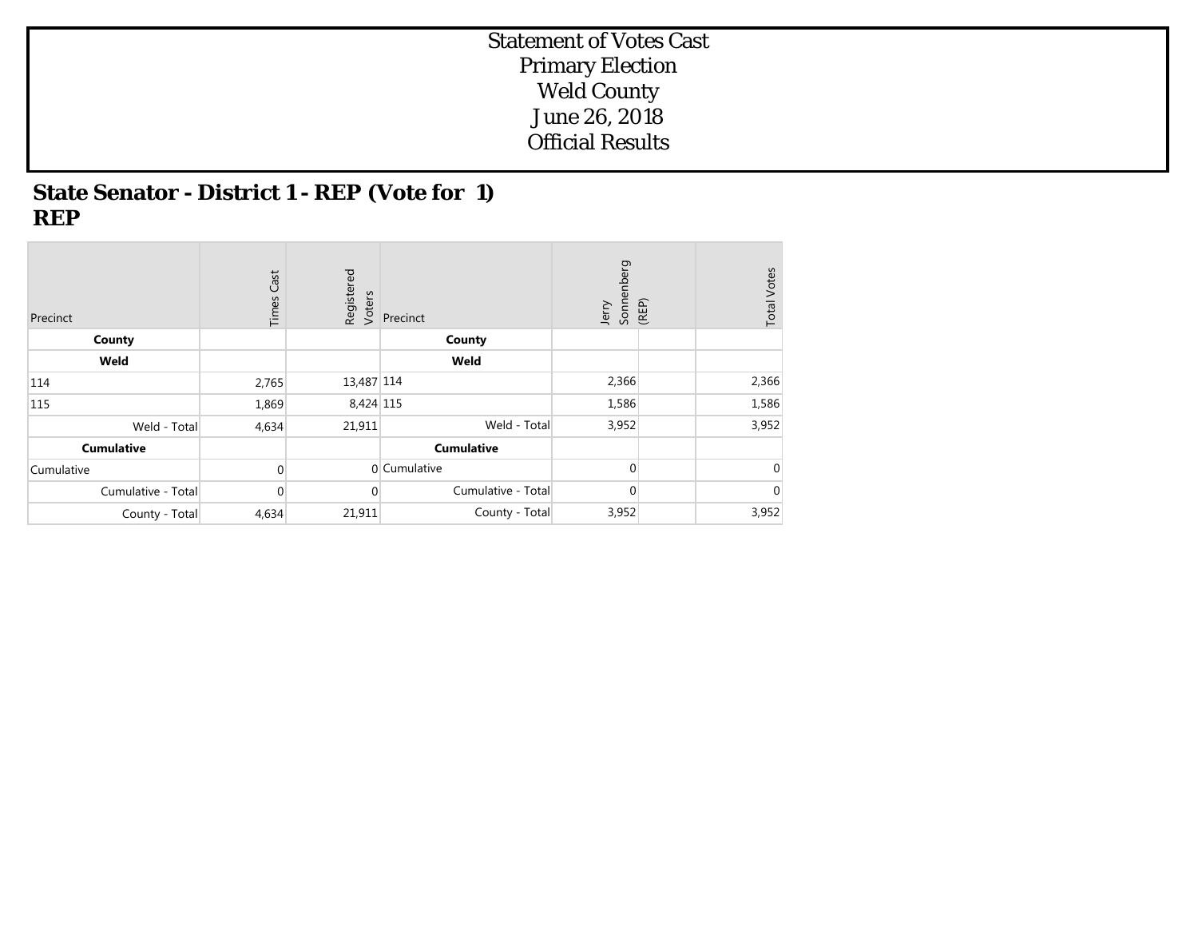Statement of Votes Cast
Primary Election
Weld County
June 26, 2018
Official Results

## State Senator - District 1 - REP (Vote for 1)
## REP

| Precinct | Times Cast | Registered Voters | Precinct | Jerry Sonnenberg (REP) | | Total Votes |
|---|---|---|---|---|---|---|
| **County** | | | **County** | | | |
| **Weld** | | | **Weld** | | | |
| 114 | 2,765 | 13,487 | 114 | 2,366 | | 2,366 |
| 115 | 1,869 | 8,424 | 115 | 1,586 | | 1,586 |
| Weld - Total | 4,634 | 21,911 | Weld - Total | 3,952 | | 3,952 |
| **Cumulative** | | | **Cumulative** | | | |
| Cumulative | 0 | 0 | Cumulative | 0 | | 0 |
| Cumulative - Total | 0 | 0 | Cumulative - Total | 0 | | 0 |
| County - Total | 4,634 | 21,911 | County - Total | 3,952 | | 3,952 |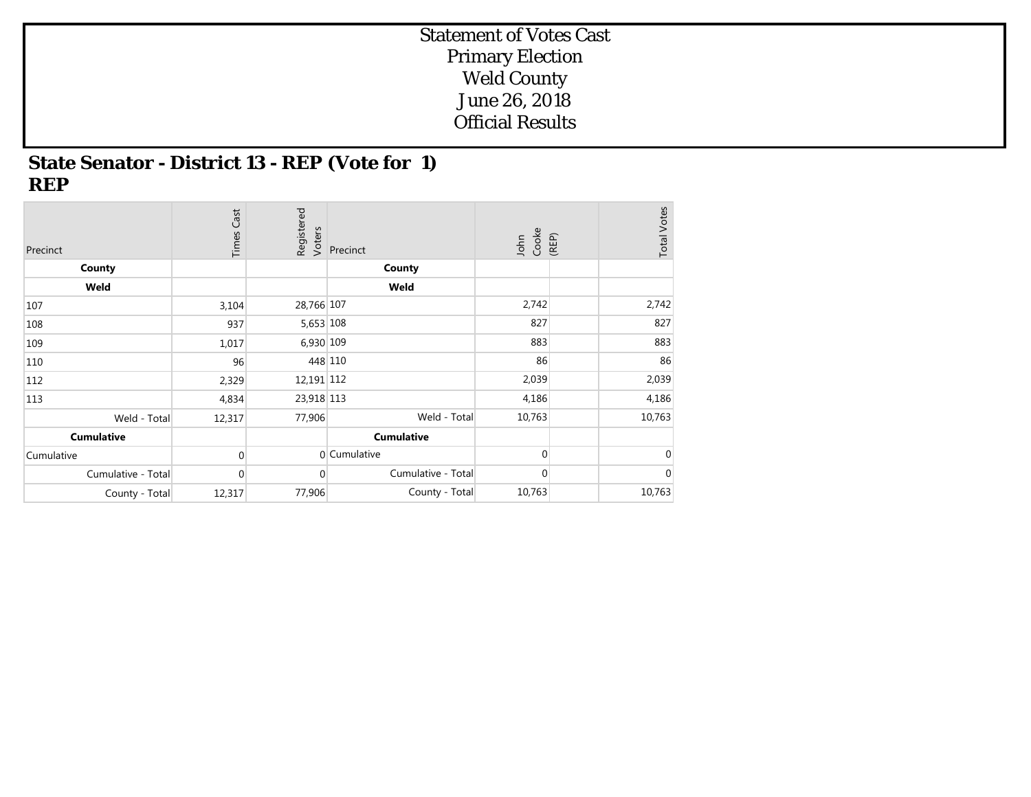# Statement of Votes Cast
# Primary Election
# Weld County
# June 26, 2018
# Official Results

## State Senator - District 13 - REP (Vote for 1)
## REP

| Precinct | Times Cast | Registered Voters | Precinct | John Cooke (REP) | | Total Votes |
|---|---|---|---|---|---|---|
| **County** | | | **County** | | | |
| **Weld** | | | **Weld** | | | |
| 107 | 3,104 | 28,766 | 107 | 2,742 | | 2,742 |
| 108 | 937 | 5,653 | 108 | 827 | | 827 |
| 109 | 1,017 | 6,930 | 109 | 883 | | 883 |
| 110 | 96 | 448 | 110 | 86 | | 86 |
| 112 | 2,329 | 12,191 | 112 | 2,039 | | 2,039 |
| 113 | 4,834 | 23,918 | 113 | 4,186 | | 4,186 |
| Weld - Total | 12,317 | 77,906 | Weld - Total | 10,763 | | 10,763 |
| **Cumulative** | | | **Cumulative** | | | |
| Cumulative | 0 | 0 | Cumulative | 0 | | 0 |
| Cumulative - Total | 0 | 0 | Cumulative - Total | 0 | | 0 |
| County - Total | 12,317 | 77,906 | County - Total | 10,763 | | 10,763 |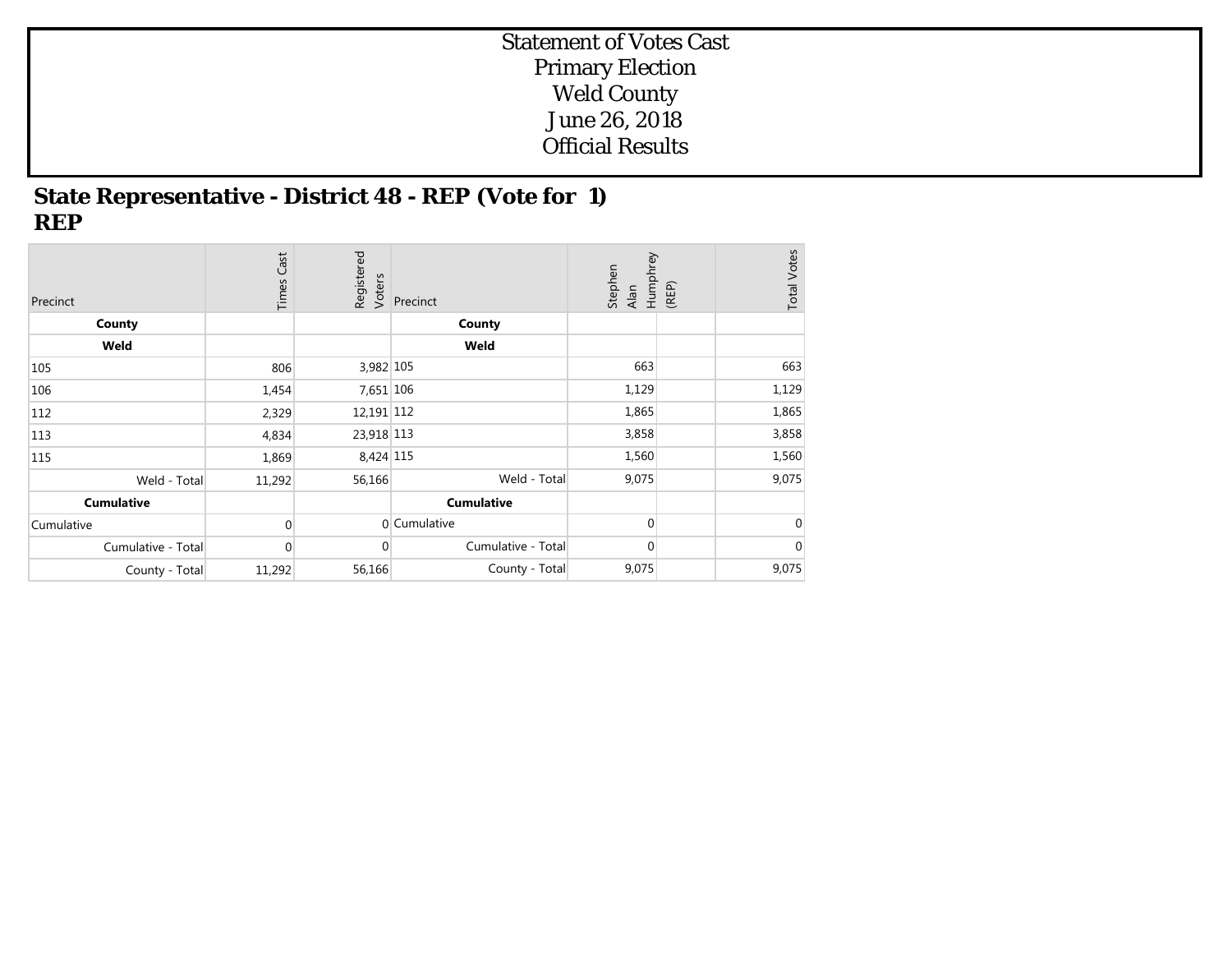# Statement of Votes Cast
# Primary Election
# Weld County
# June 26, 2018
# Official Results

## State Representative - District 48 - REP (Vote for 1)
## REP

| Precinct | Times Cast | Registered Voters | Precinct | Stephen Alan Humphrey (REP) | | Total Votes |
|---|---|---|---|---|---|---|
| **County** | | | **County** | | | |
| **Weld** | | | **Weld** | | | |
| 105 | 806 | 3,982 | 105 | 663 | | 663 |
| 106 | 1,454 | 7,651 | 106 | 1,129 | | 1,129 |
| 112 | 2,329 | 12,191 | 112 | 1,865 | | 1,865 |
| 113 | 4,834 | 23,918 | 113 | 3,858 | | 3,858 |
| 115 | 1,869 | 8,424 | 115 | 1,560 | | 1,560 |
| Weld - Total | 11,292 | 56,166 | Weld - Total | 9,075 | | 9,075 |
| **Cumulative** | | | **Cumulative** | | | |
| Cumulative | 0 | 0 | Cumulative | 0 | | 0 |
| Cumulative - Total | 0 | 0 | Cumulative - Total | 0 | | 0 |
| County - Total | 11,292 | 56,166 | County - Total | 9,075 | | 9,075 |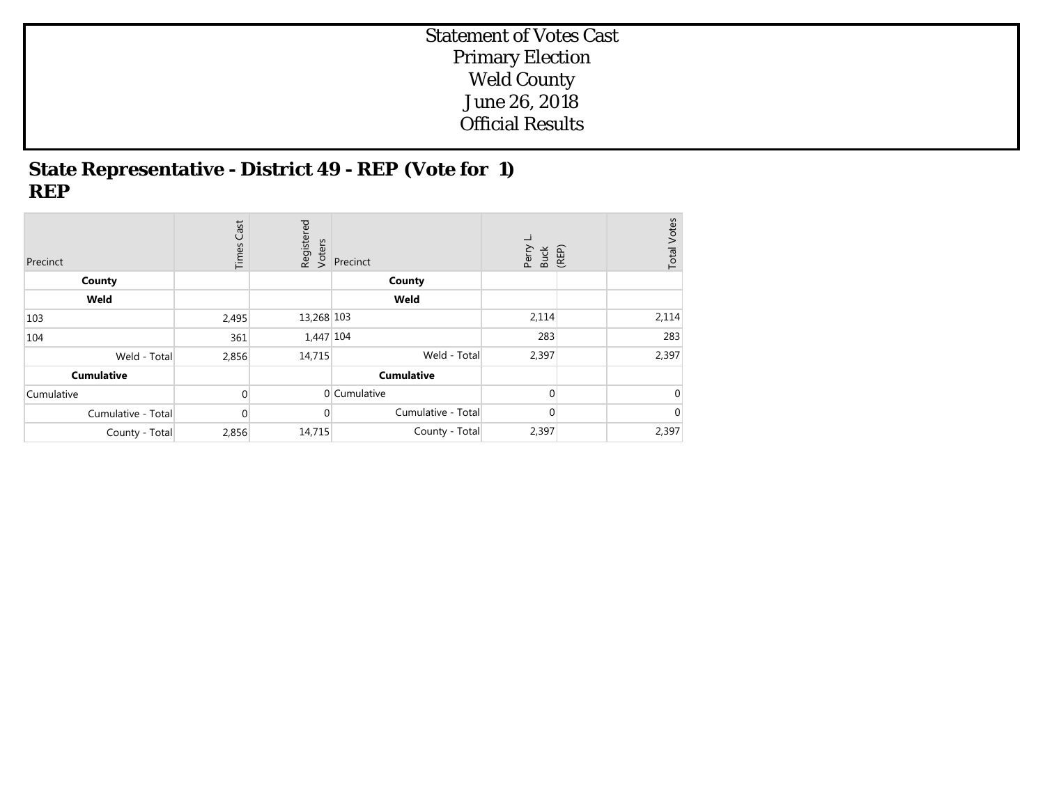Statement of Votes Cast
Primary Election
Weld County
June 26, 2018
Official Results

## State Representative - District 49 - REP (Vote for 1)
## REP

| Precinct | Times Cast | Registered Voters | Precinct | Perry L. Buck (REP) | | Total Votes |
|---|---|---|---|---|---|---|
| **County** | | | **County** | | | |
| **Weld** | | | **Weld** | | | |
| 103 | 2,495 | 13,268 | 103 | 2,114 | | 2,114 |
| 104 | 361 | 1,447 | 104 | 283 | | 283 |
| Weld - Total | 2,856 | 14,715 | Weld - Total | 2,397 | | 2,397 |
| **Cumulative** | | | **Cumulative** | | | |
| Cumulative | 0 | 0 | Cumulative | 0 | | 0 |
| Cumulative - Total | 0 | 0 | Cumulative - Total | 0 | | 0 |
| County - Total | 2,856 | 14,715 | County - Total | 2,397 | | 2,397 |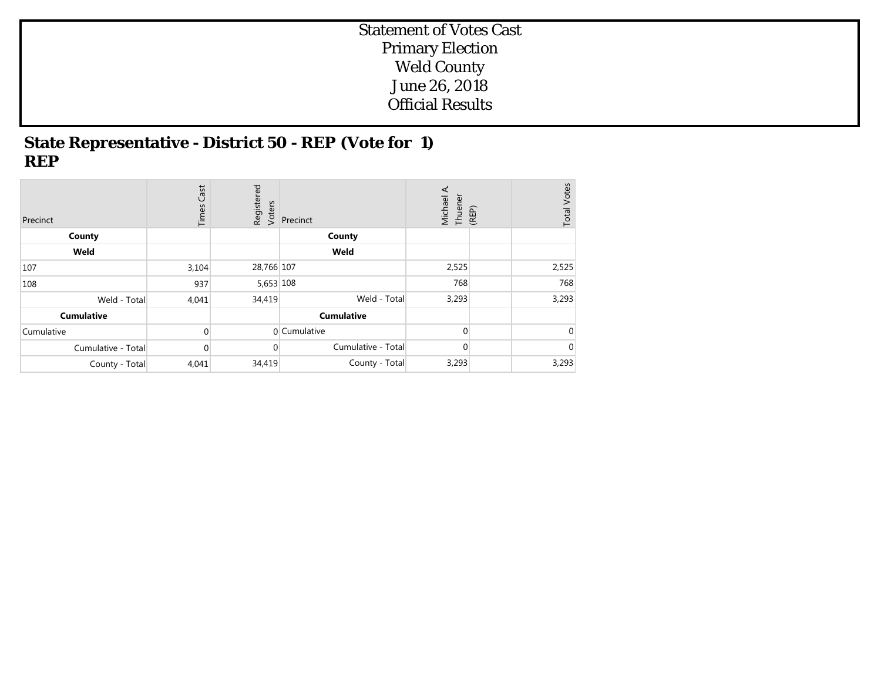# Statement of Votes Cast
# Primary Election
# Weld County
# June 26, 2018
# Official Results

## State Representative - District 50 - REP (Vote for 1)
## REP

| Precinct | Times Cast | Registered Voters | Precinct | Michael A. Thuener (REP) | | Total Votes |
|---|---|---|---|---|---|---|
| **County** | | | **County** | | | |
| **Weld** | | | **Weld** | | | |
| 107 | 3,104 | 28,766 | 107 | 2,525 | | 2,525 |
| 108 | 937 | 5,653 | 108 | 768 | | 768 |
| Weld - Total | 4,041 | 34,419 | Weld - Total | 3,293 | | 3,293 |
| **Cumulative** | | | **Cumulative** | | | |
| Cumulative | 0 | 0 | Cumulative | 0 | | 0 |
| Cumulative - Total | 0 | 0 | Cumulative - Total | 0 | | 0 |
| County - Total | 4,041 | 34,419 | County - Total | 3,293 | | 3,293 |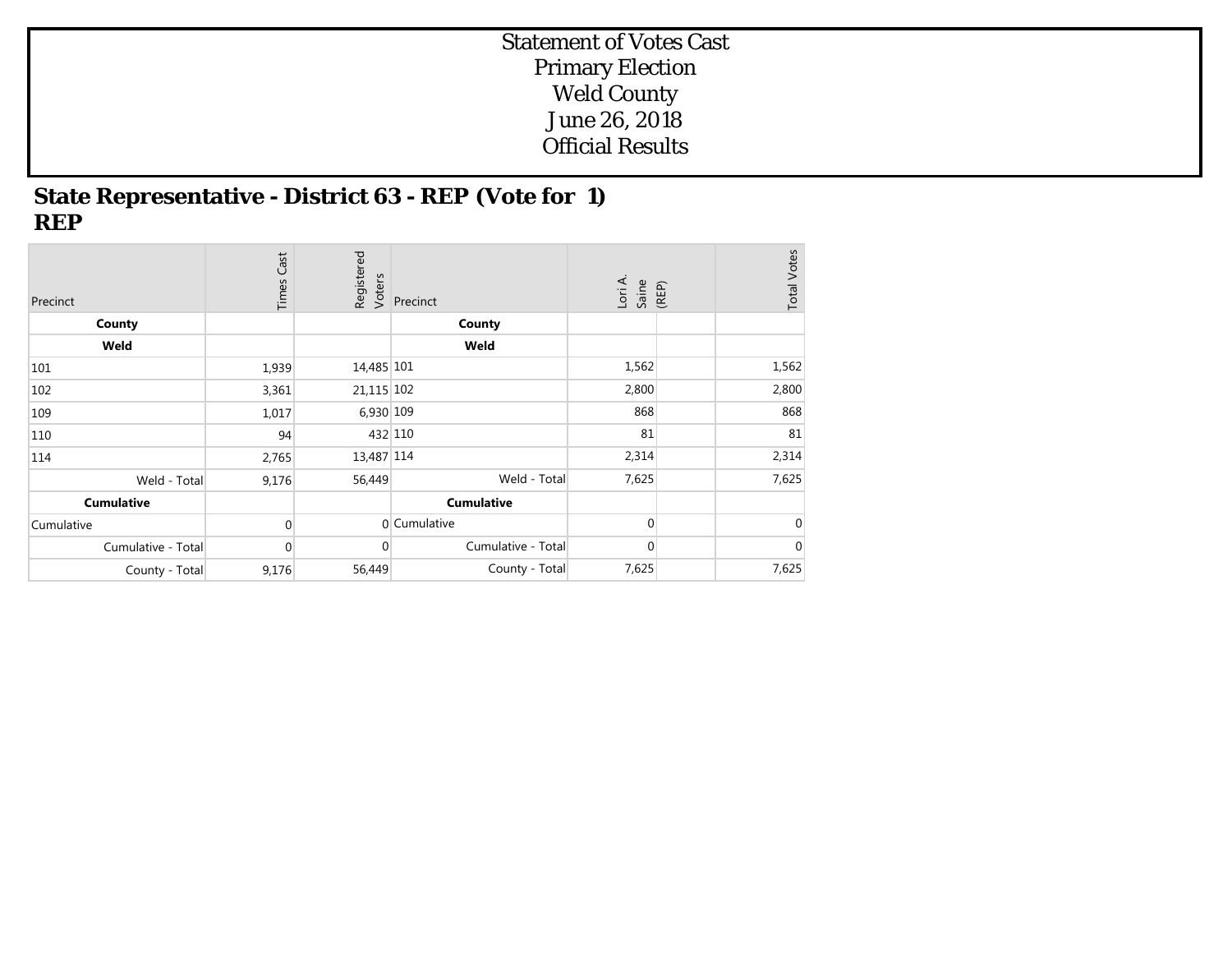# Statement of Votes Cast
# Primary Election
# Weld County
# June 26, 2018
# Official Results

## State Representative - District 63 - REP (Vote for 1)
## REP

| Precinct | Times Cast | Registered Voters | Precinct | Lori A. Saine (REP) | | Total Votes |
|---|---|---|---|---|---|---|
| **County** | | | **County** | | | |
| **Weld** | | | **Weld** | | | |
| 101 | 1,939 | 14,485 | 101 | 1,562 | | 1,562 |
| 102 | 3,361 | 21,115 | 102 | 2,800 | | 2,800 |
| 109 | 1,017 | 6,930 | 109 | 868 | | 868 |
| 110 | 94 | 432 | 110 | 81 | | 81 |
| 114 | 2,765 | 13,487 | 114 | 2,314 | | 2,314 |
| Weld - Total | 9,176 | 56,449 | Weld - Total | 7,625 | | 7,625 |
| **Cumulative** | | | **Cumulative** | | | |
| Cumulative | 0 | 0 | Cumulative | 0 | | 0 |
| Cumulative - Total | 0 | 0 | Cumulative - Total | 0 | | 0 |
| County - Total | 9,176 | 56,449 | County - Total | 7,625 | | 7,625 |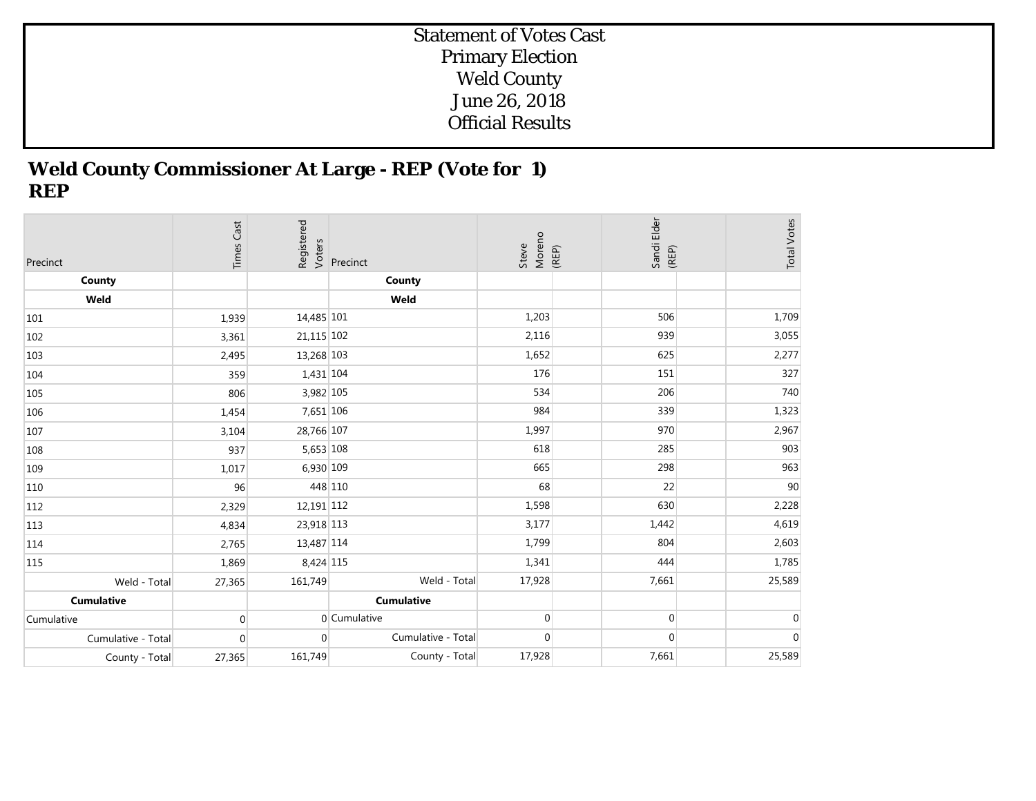Statement of Votes Cast
Primary Election
Weld County
June 26, 2018
Official Results

## Weld County Commissioner At Large - REP (Vote for 1)
## REP

| Precinct | Times Cast | Registered Voters | Precinct | Steve Moreno (REP) | Sandi Elder (REP) | Total Votes |
|---|---|---|---|---|---|---|
| **County** | | | **County** | | | |
| **Weld** | | | **Weld** | | | |
| 101 | 1,939 | 14,485 | 101 | 1,203 | 506 | 1,709 |
| 102 | 3,361 | 21,115 | 102 | 2,116 | 939 | 3,055 |
| 103 | 2,495 | 13,268 | 103 | 1,652 | 625 | 2,277 |
| 104 | 359 | 1,431 | 104 | 176 | 151 | 327 |
| 105 | 806 | 3,982 | 105 | 534 | 206 | 740 |
| 106 | 1,454 | 7,651 | 106 | 984 | 339 | 1,323 |
| 107 | 3,104 | 28,766 | 107 | 1,997 | 970 | 2,967 |
| 108 | 937 | 5,653 | 108 | 618 | 285 | 903 |
| 109 | 1,017 | 6,930 | 109 | 665 | 298 | 963 |
| 110 | 96 | 448 | 110 | 68 | 22 | 90 |
| 112 | 2,329 | 12,191 | 112 | 1,598 | 630 | 2,228 |
| 113 | 4,834 | 23,918 | 113 | 3,177 | 1,442 | 4,619 |
| 114 | 2,765 | 13,487 | 114 | 1,799 | 804 | 2,603 |
| 115 | 1,869 | 8,424 | 115 | 1,341 | 444 | 1,785 |
| Weld - Total | 27,365 | 161,749 | Weld - Total | 17,928 | 7,661 | 25,589 |
| **Cumulative** | | | **Cumulative** | | | |
| Cumulative | 0 | 0 | Cumulative | 0 | 0 | 0 |
| Cumulative - Total | 0 | 0 | Cumulative - Total | 0 | 0 | 0 |
| County - Total | 27,365 | 161,749 | County - Total | 17,928 | 7,661 | 25,589 |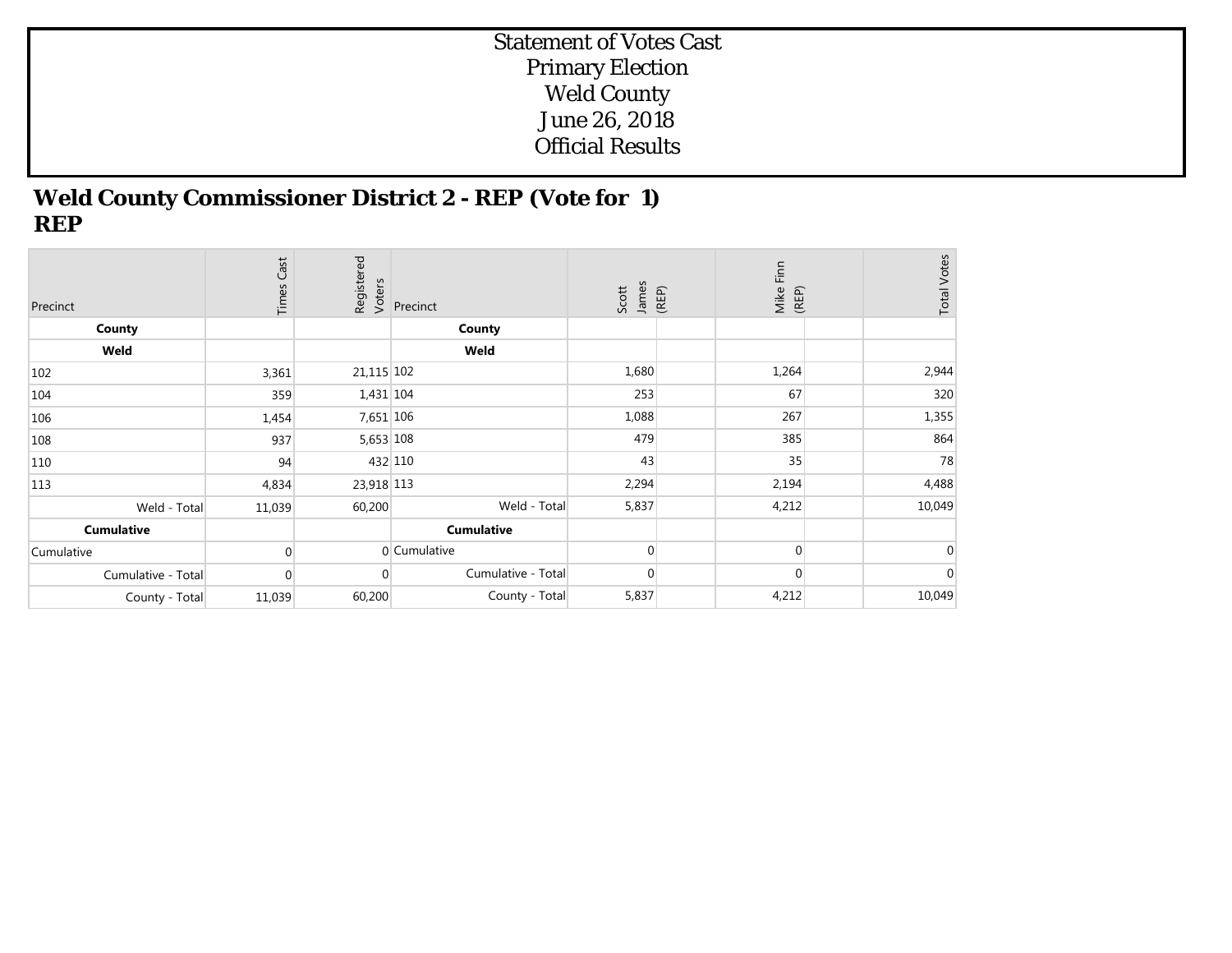Statement of Votes Cast
Primary Election
Weld County
June 26, 2018
Official Results

## Weld County Commissioner District 2 - REP (Vote for 1)
## REP

| Precinct | Times Cast | Registered Voters | Precinct | Scott James (REP) | | Mike Finn (REP) | | Total Votes |
|---|---|---|---|---|---|---|---|---|
| **County** | | | **County** | | | | | |
| **Weld** | | | **Weld** | | | | | |
| 102 | 3,361 | 21,115 | 102 | 1,680 | | 1,264 | | 2,944 |
| 104 | 359 | 1,431 | 104 | 253 | | 67 | | 320 |
| 106 | 1,454 | 7,651 | 106 | 1,088 | | 267 | | 1,355 |
| 108 | 937 | 5,653 | 108 | 479 | | 385 | | 864 |
| 110 | 94 | 432 | 110 | 43 | | 35 | | 78 |
| 113 | 4,834 | 23,918 | 113 | 2,294 | | 2,194 | | 4,488 |
| Weld - Total | 11,039 | 60,200 | Weld - Total | 5,837 | | 4,212 | | 10,049 |
| **Cumulative** | | | **Cumulative** | | | | | |
| Cumulative | 0 | 0 | Cumulative | 0 | | 0 | | 0 |
| Cumulative - Total | 0 | 0 | Cumulative - Total | 0 | | 0 | | 0 |
| County - Total | 11,039 | 60,200 | County - Total | 5,837 | | 4,212 | | 10,049 |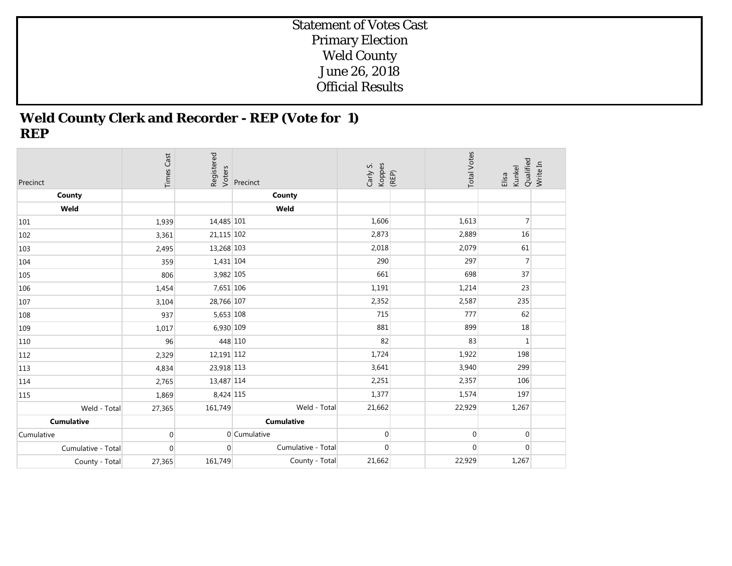Statement of Votes Cast
Primary Election
Weld County
June 26, 2018
Official Results

## Weld County Clerk and Recorder - REP (Vote for 1)
## REP

| Precinct | Times Cast | Registered Voters | Precinct | Carly S. Koppes (REP) | | Total Votes | Elisa Kunkel Qualified Write In | |
|---|---|---|---|---|---|---|---|---|
| **County** | | | **County** | | | | | |
| **Weld** | | | **Weld** | | | | | |
| 101 | 1,939 | 14,485 | 101 | 1,606 | | 1,613 | 7 | |
| 102 | 3,361 | 21,115 | 102 | 2,873 | | 2,889 | 16 | |
| 103 | 2,495 | 13,268 | 103 | 2,018 | | 2,079 | 61 | |
| 104 | 359 | 1,431 | 104 | 290 | | 297 | 7 | |
| 105 | 806 | 3,982 | 105 | 661 | | 698 | 37 | |
| 106 | 1,454 | 7,651 | 106 | 1,191 | | 1,214 | 23 | |
| 107 | 3,104 | 28,766 | 107 | 2,352 | | 2,587 | 235 | |
| 108 | 937 | 5,653 | 108 | 715 | | 777 | 62 | |
| 109 | 1,017 | 6,930 | 109 | 881 | | 899 | 18 | |
| 110 | 96 | 448 | 110 | 82 | | 83 | 1 | |
| 112 | 2,329 | 12,191 | 112 | 1,724 | | 1,922 | 198 | |
| 113 | 4,834 | 23,918 | 113 | 3,641 | | 3,940 | 299 | |
| 114 | 2,765 | 13,487 | 114 | 2,251 | | 2,357 | 106 | |
| 115 | 1,869 | 8,424 | 115 | 1,377 | | 1,574 | 197 | |
| Weld - Total | 27,365 | 161,749 | Weld - Total | 21,662 | | 22,929 | 1,267 | |
| **Cumulative** | | | **Cumulative** | | | | | |
| Cumulative | 0 | 0 | Cumulative | 0 | | 0 | 0 | |
| Cumulative - Total | 0 | 0 | Cumulative - Total | 0 | | 0 | 0 | |
| County - Total | 27,365 | 161,749 | County - Total | 21,662 | | 22,929 | 1,267 | |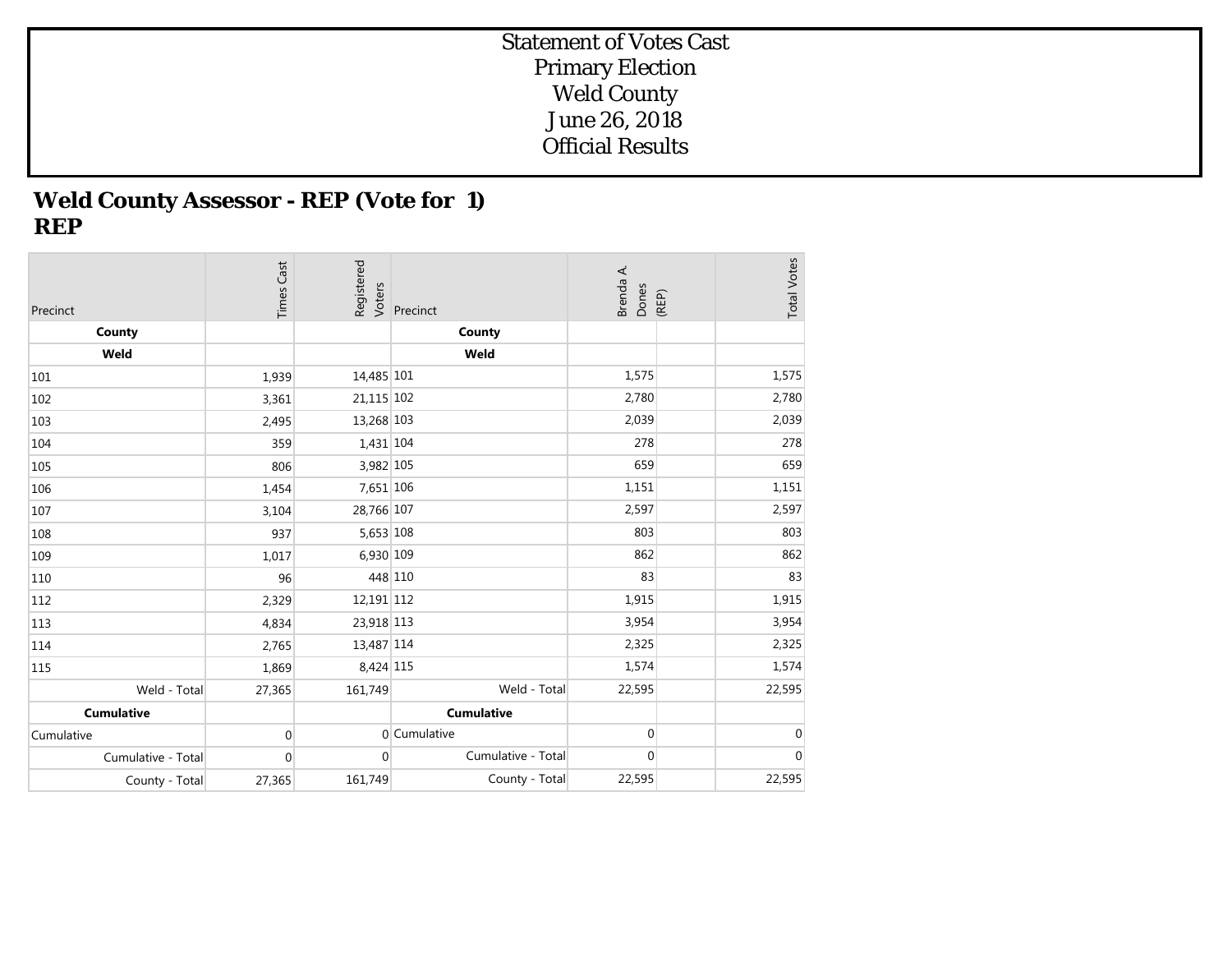# Statement of Votes Cast
# Primary Election
# Weld County
# June 26, 2018
# Official Results

## Weld County Assessor - REP (Vote for 1)
## REP

| Precinct | Times Cast | Registered Voters | Precinct | Brenda A. Dones (REP) | | Total Votes |
|---|---|---|---|---|---|---|
| **County** | | | **County** | | | |
| **Weld** | | | **Weld** | | | |
| 101 | 1,939 | 14,485 | 101 | 1,575 | | 1,575 |
| 102 | 3,361 | 21,115 | 102 | 2,780 | | 2,780 |
| 103 | 2,495 | 13,268 | 103 | 2,039 | | 2,039 |
| 104 | 359 | 1,431 | 104 | 278 | | 278 |
| 105 | 806 | 3,982 | 105 | 659 | | 659 |
| 106 | 1,454 | 7,651 | 106 | 1,151 | | 1,151 |
| 107 | 3,104 | 28,766 | 107 | 2,597 | | 2,597 |
| 108 | 937 | 5,653 | 108 | 803 | | 803 |
| 109 | 1,017 | 6,930 | 109 | 862 | | 862 |
| 110 | 96 | 448 | 110 | 83 | | 83 |
| 112 | 2,329 | 12,191 | 112 | 1,915 | | 1,915 |
| 113 | 4,834 | 23,918 | 113 | 3,954 | | 3,954 |
| 114 | 2,765 | 13,487 | 114 | 2,325 | | 2,325 |
| 115 | 1,869 | 8,424 | 115 | 1,574 | | 1,574 |
| Weld - Total | 27,365 | 161,749 | Weld - Total | 22,595 | | 22,595 |
| **Cumulative** | | | **Cumulative** | | | |
| Cumulative | 0 | 0 | Cumulative | 0 | | 0 |
| Cumulative - Total | 0 | 0 | Cumulative - Total | 0 | | 0 |
| County - Total | 27,365 | 161,749 | County - Total | 22,595 | | 22,595 |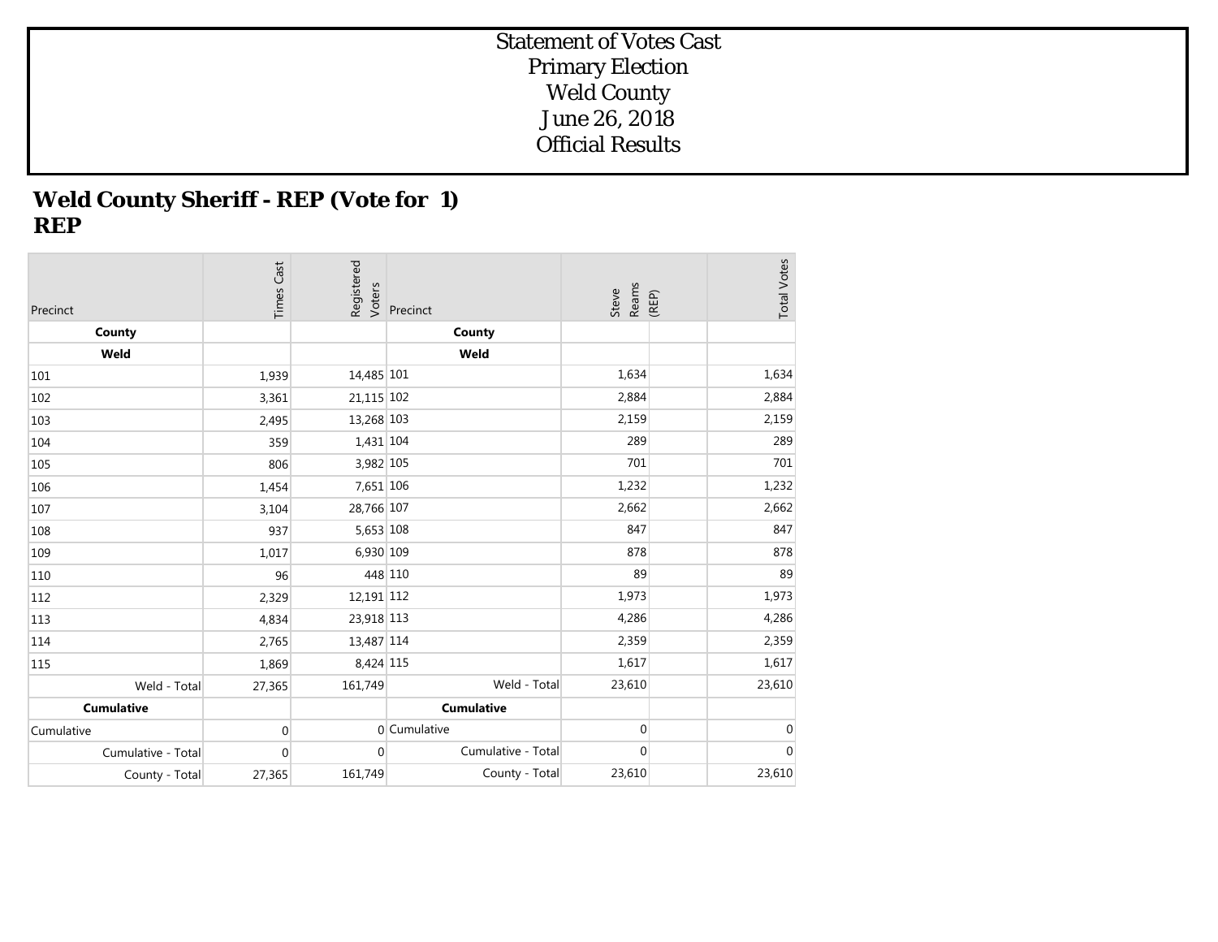Statement of Votes Cast
Primary Election
Weld County
June 26, 2018
Official Results

## Weld County Sheriff - REP (Vote for 1)
## REP

| Precinct | Times Cast | Registered Voters | Precinct | Steve Reams (REP) | | Total Votes |
|---|---|---|---|---|---|---|
| **County** | | | **County** | | | |
| **Weld** | | | **Weld** | | | |
| 101 | 1,939 | 14,485 | 101 | 1,634 | | 1,634 |
| 102 | 3,361 | 21,115 | 102 | 2,884 | | 2,884 |
| 103 | 2,495 | 13,268 | 103 | 2,159 | | 2,159 |
| 104 | 359 | 1,431 | 104 | 289 | | 289 |
| 105 | 806 | 3,982 | 105 | 701 | | 701 |
| 106 | 1,454 | 7,651 | 106 | 1,232 | | 1,232 |
| 107 | 3,104 | 28,766 | 107 | 2,662 | | 2,662 |
| 108 | 937 | 5,653 | 108 | 847 | | 847 |
| 109 | 1,017 | 6,930 | 109 | 878 | | 878 |
| 110 | 96 | 448 | 110 | 89 | | 89 |
| 112 | 2,329 | 12,191 | 112 | 1,973 | | 1,973 |
| 113 | 4,834 | 23,918 | 113 | 4,286 | | 4,286 |
| 114 | 2,765 | 13,487 | 114 | 2,359 | | 2,359 |
| 115 | 1,869 | 8,424 | 115 | 1,617 | | 1,617 |
| Weld - Total | 27,365 | 161,749 | Weld - Total | 23,610 | | 23,610 |
| **Cumulative** | | | **Cumulative** | | | |
| Cumulative | 0 | 0 | Cumulative | 0 | | 0 |
| Cumulative - Total | 0 | 0 | Cumulative - Total | 0 | | 0 |
| County - Total | 27,365 | 161,749 | County - Total | 23,610 | | 23,610 |